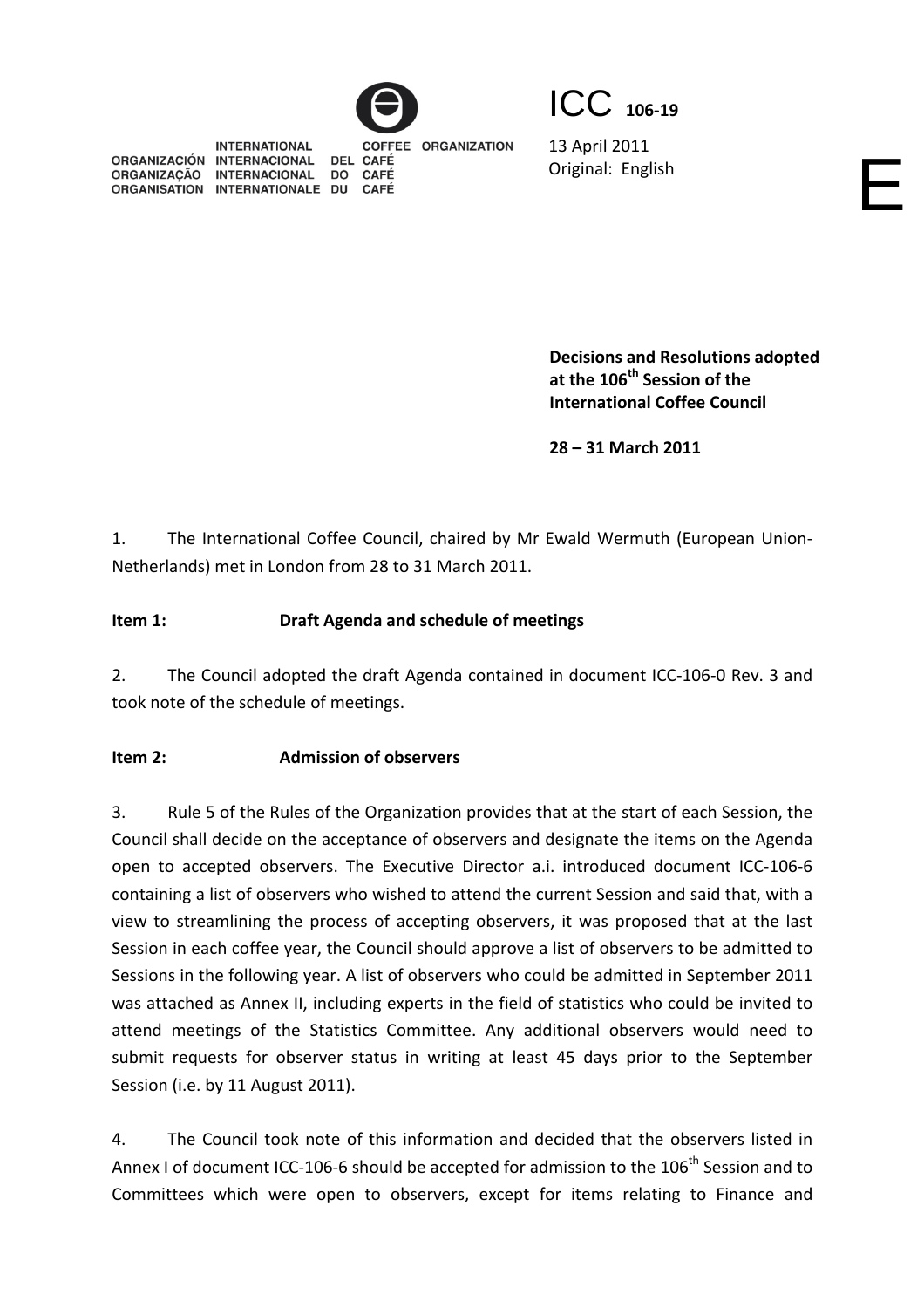INTERNATIONAL COFFEE ORGANIZATION
ORGANIZACIÓN INTERNACIONAL DEL CAFÉ
ORGANIZAÇÃO INTERNACIONAL DO CAFÉ
ORGANISATION INTERNATIONALE DU CAFÉ

ICC 106-19

13 April 2011
Original: English

E

**Decisions and Resolutions adopted at the 106th Session of the International Coffee Council**

**28 – 31 March 2011**

1. The International Coffee Council, chaired by Mr Ewald Wermuth (European Union-Netherlands) met in London from 28 to 31 March 2011.

**Item 1: Draft Agenda and schedule of meetings**

2. The Council adopted the draft Agenda contained in document ICC-106-0 Rev. 3 and took note of the schedule of meetings.

**Item 2: Admission of observers**

3. Rule 5 of the Rules of the Organization provides that at the start of each Session, the Council shall decide on the acceptance of observers and designate the items on the Agenda open to accepted observers. The Executive Director a.i. introduced document ICC-106-6 containing a list of observers who wished to attend the current Session and said that, with a view to streamlining the process of accepting observers, it was proposed that at the last Session in each coffee year, the Council should approve a list of observers to be admitted to Sessions in the following year. A list of observers who could be admitted in September 2011 was attached as Annex II, including experts in the field of statistics who could be invited to attend meetings of the Statistics Committee. Any additional observers would need to submit requests for observer status in writing at least 45 days prior to the September Session (i.e. by 11 August 2011).

4. The Council took note of this information and decided that the observers listed in Annex I of document ICC-106-6 should be accepted for admission to the 106th Session and to Committees which were open to observers, except for items relating to Finance and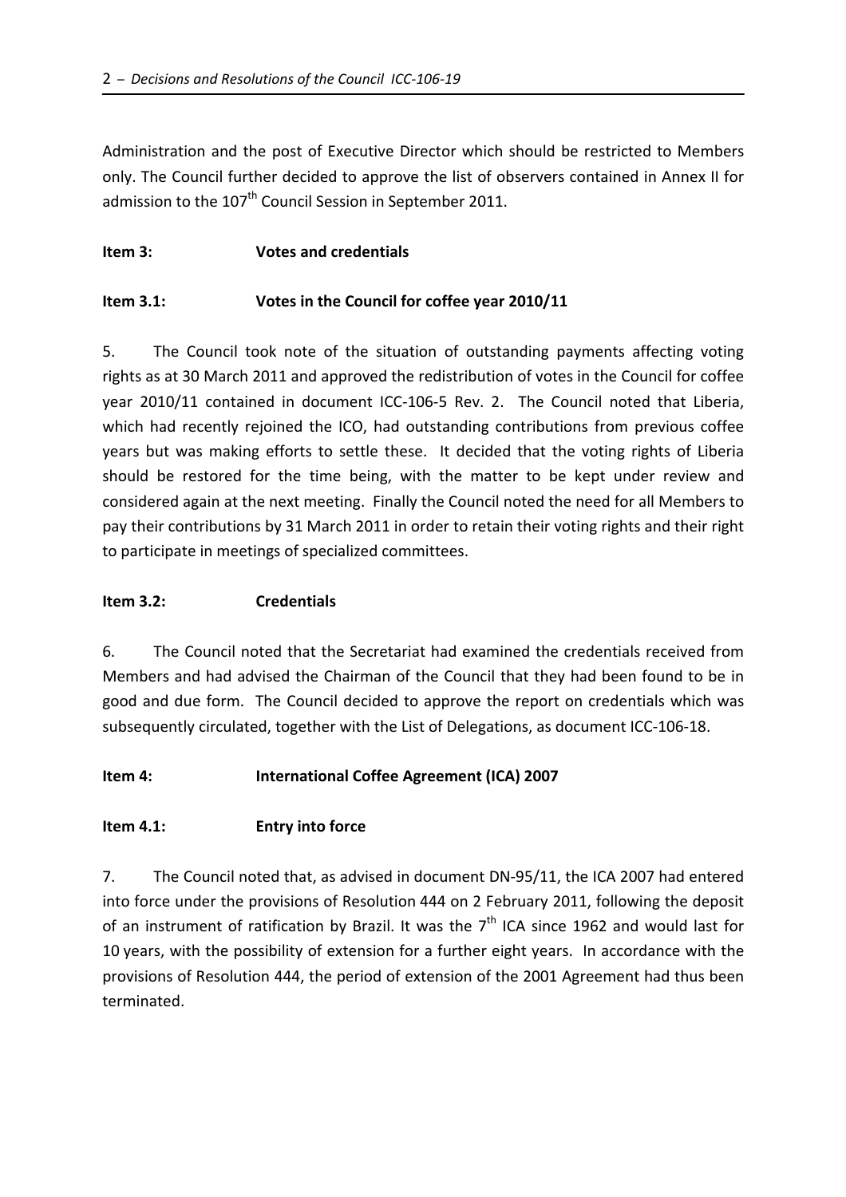Administration and the post of Executive Director which should be restricted to Members only. The Council further decided to approve the list of observers contained in Annex II for admission to the 107th Council Session in September 2011.

**Item 3: Votes and credentials**

**Item 3.1: Votes in the Council for coffee year 2010/11**

5. The Council took note of the situation of outstanding payments affecting voting rights as at 30 March 2011 and approved the redistribution of votes in the Council for coffee year 2010/11 contained in document ICC-106-5 Rev. 2. The Council noted that Liberia, which had recently rejoined the ICO, had outstanding contributions from previous coffee years but was making efforts to settle these. It decided that the voting rights of Liberia should be restored for the time being, with the matter to be kept under review and considered again at the next meeting. Finally the Council noted the need for all Members to pay their contributions by 31 March 2011 in order to retain their voting rights and their right to participate in meetings of specialized committees.

**Item 3.2: Credentials**

6. The Council noted that the Secretariat had examined the credentials received from Members and had advised the Chairman of the Council that they had been found to be in good and due form. The Council decided to approve the report on credentials which was subsequently circulated, together with the List of Delegations, as document ICC-106-18.

**Item 4: International Coffee Agreement (ICA) 2007**

**Item 4.1: Entry into force**

7. The Council noted that, as advised in document DN-95/11, the ICA 2007 had entered into force under the provisions of Resolution 444 on 2 February 2011, following the deposit of an instrument of ratification by Brazil. It was the 7th ICA since 1962 and would last for 10 years, with the possibility of extension for a further eight years. In accordance with the provisions of Resolution 444, the period of extension of the 2001 Agreement had thus been terminated.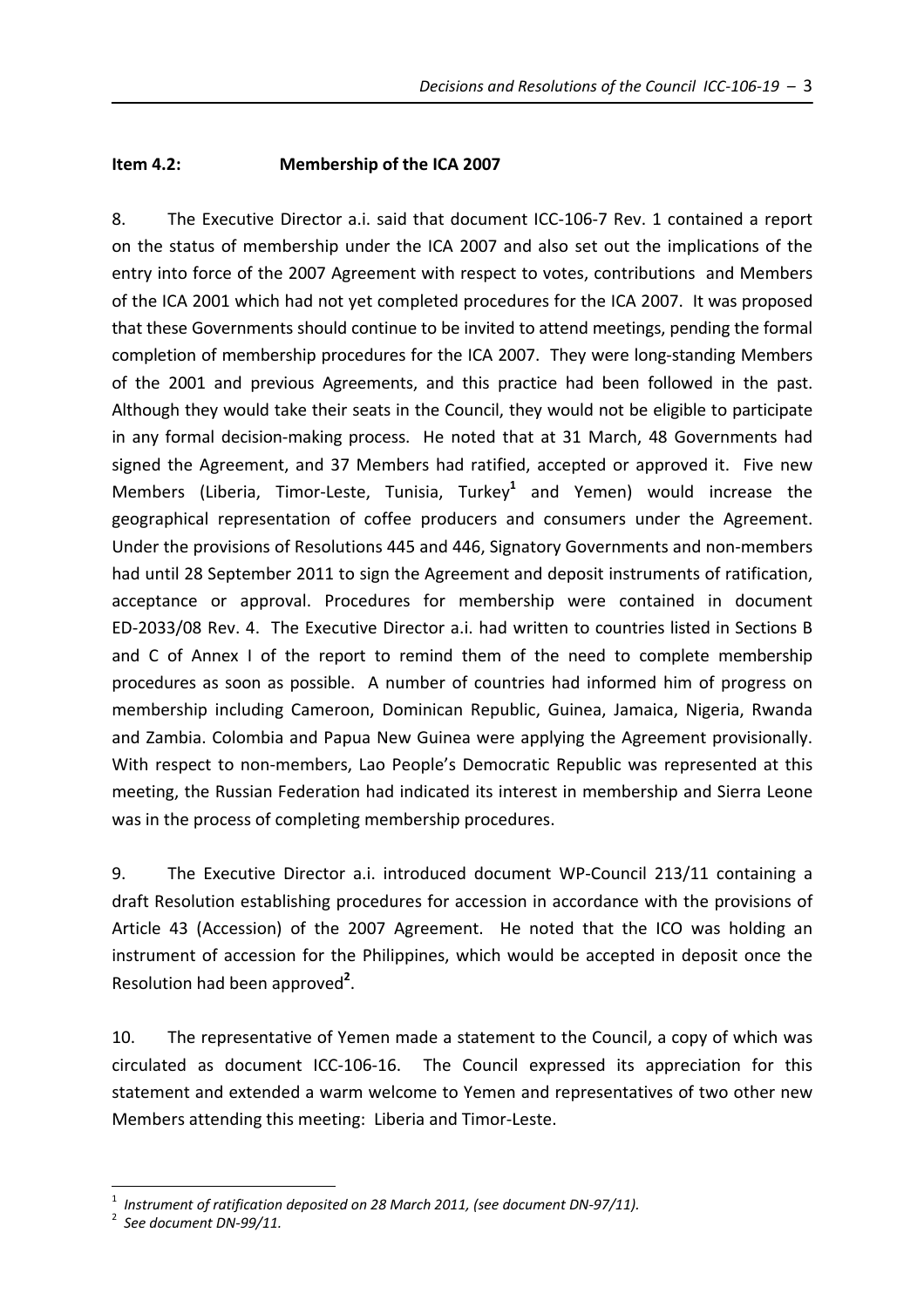**Item 4.2: Membership of the ICA 2007**

8. The Executive Director a.i. said that document ICC-106-7 Rev. 1 contained a report on the status of membership under the ICA 2007 and also set out the implications of the entry into force of the 2007 Agreement with respect to votes, contributions and Members of the ICA 2001 which had not yet completed procedures for the ICA 2007. It was proposed that these Governments should continue to be invited to attend meetings, pending the formal completion of membership procedures for the ICA 2007. They were long-standing Members of the 2001 and previous Agreements, and this practice had been followed in the past. Although they would take their seats in the Council, they would not be eligible to participate in any formal decision-making process. He noted that at 31 March, 48 Governments had signed the Agreement, and 37 Members had ratified, accepted or approved it. Five new Members (Liberia, Timor-Leste, Tunisia, Turkey[1] and Yemen) would increase the geographical representation of coffee producers and consumers under the Agreement. Under the provisions of Resolutions 445 and 446, Signatory Governments and non-members had until 28 September 2011 to sign the Agreement and deposit instruments of ratification, acceptance or approval. Procedures for membership were contained in document ED-2033/08 Rev. 4. The Executive Director a.i. had written to countries listed in Sections B and C of Annex I of the report to remind them of the need to complete membership procedures as soon as possible. A number of countries had informed him of progress on membership including Cameroon, Dominican Republic, Guinea, Jamaica, Nigeria, Rwanda and Zambia. Colombia and Papua New Guinea were applying the Agreement provisionally. With respect to non-members, Lao People's Democratic Republic was represented at this meeting, the Russian Federation had indicated its interest in membership and Sierra Leone was in the process of completing membership procedures.

9. The Executive Director a.i. introduced document WP-Council 213/11 containing a draft Resolution establishing procedures for accession in accordance with the provisions of Article 43 (Accession) of the 2007 Agreement. He noted that the ICO was holding an instrument of accession for the Philippines, which would be accepted in deposit once the Resolution had been approved[2].

10. The representative of Yemen made a statement to the Council, a copy of which was circulated as document ICC-106-16. The Council expressed its appreciation for this statement and extended a warm welcome to Yemen and representatives of two other new Members attending this meeting: Liberia and Timor-Leste.

---

[1] *Instrument of ratification deposited on 28 March 2011, (see document DN-97/11).*

[2] *See document DN-99/11.*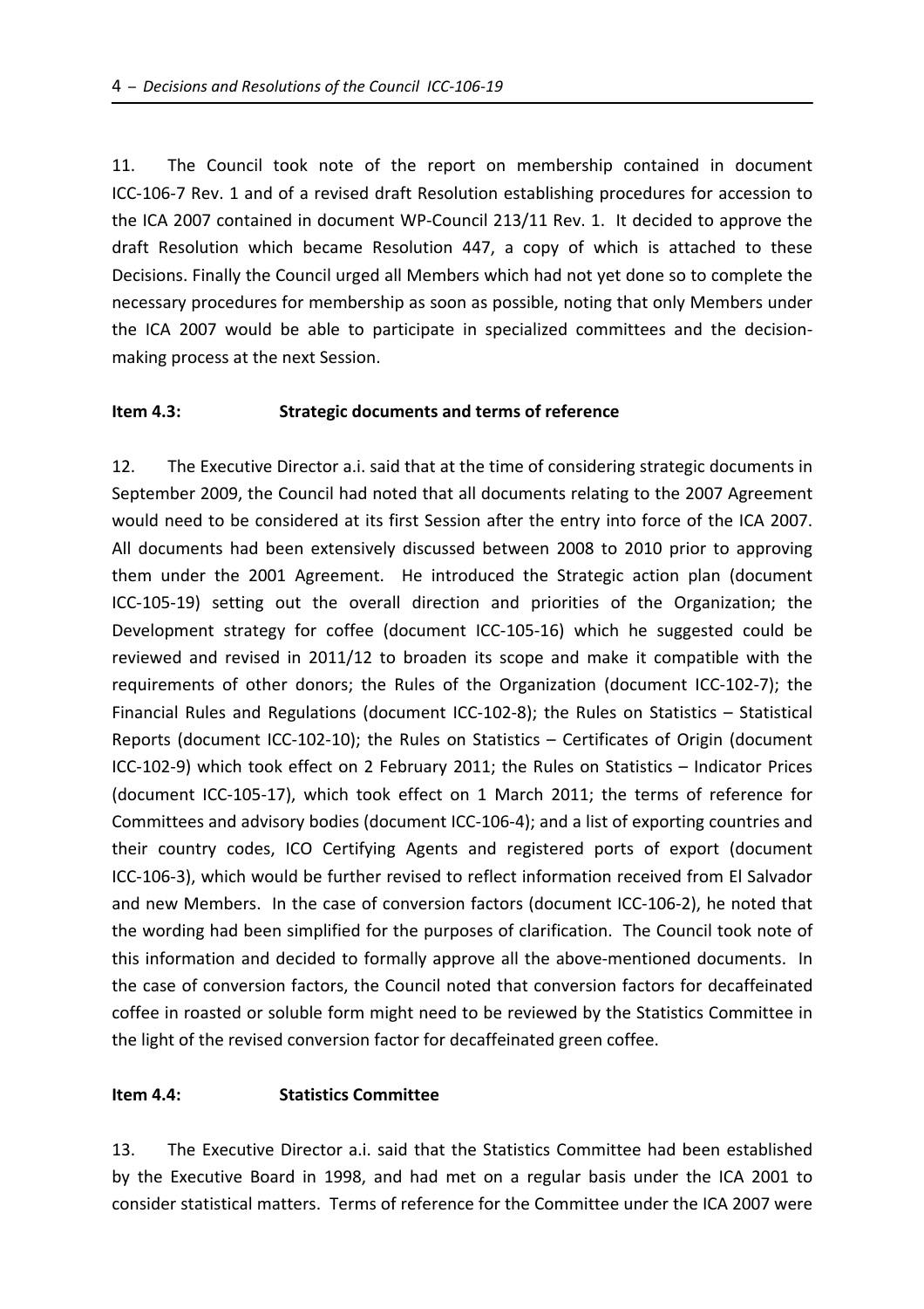11. The Council took note of the report on membership contained in document ICC-106-7 Rev. 1 and of a revised draft Resolution establishing procedures for accession to the ICA 2007 contained in document WP-Council 213/11 Rev. 1. It decided to approve the draft Resolution which became Resolution 447, a copy of which is attached to these Decisions. Finally the Council urged all Members which had not yet done so to complete the necessary procedures for membership as soon as possible, noting that only Members under the ICA 2007 would be able to participate in specialized committees and the decision-making process at the next Session.

**Item 4.3: Strategic documents and terms of reference**

12. The Executive Director a.i. said that at the time of considering strategic documents in September 2009, the Council had noted that all documents relating to the 2007 Agreement would need to be considered at its first Session after the entry into force of the ICA 2007. All documents had been extensively discussed between 2008 to 2010 prior to approving them under the 2001 Agreement. He introduced the Strategic action plan (document ICC-105-19) setting out the overall direction and priorities of the Organization; the Development strategy for coffee (document ICC-105-16) which he suggested could be reviewed and revised in 2011/12 to broaden its scope and make it compatible with the requirements of other donors; the Rules of the Organization (document ICC-102-7); the Financial Rules and Regulations (document ICC-102-8); the Rules on Statistics – Statistical Reports (document ICC-102-10); the Rules on Statistics – Certificates of Origin (document ICC-102-9) which took effect on 2 February 2011; the Rules on Statistics – Indicator Prices (document ICC-105-17), which took effect on 1 March 2011; the terms of reference for Committees and advisory bodies (document ICC-106-4); and a list of exporting countries and their country codes, ICO Certifying Agents and registered ports of export (document ICC-106-3), which would be further revised to reflect information received from El Salvador and new Members. In the case of conversion factors (document ICC-106-2), he noted that the wording had been simplified for the purposes of clarification. The Council took note of this information and decided to formally approve all the above-mentioned documents. In the case of conversion factors, the Council noted that conversion factors for decaffeinated coffee in roasted or soluble form might need to be reviewed by the Statistics Committee in the light of the revised conversion factor for decaffeinated green coffee.

**Item 4.4: Statistics Committee**

13. The Executive Director a.i. said that the Statistics Committee had been established by the Executive Board in 1998, and had met on a regular basis under the ICA 2001 to consider statistical matters. Terms of reference for the Committee under the ICA 2007 were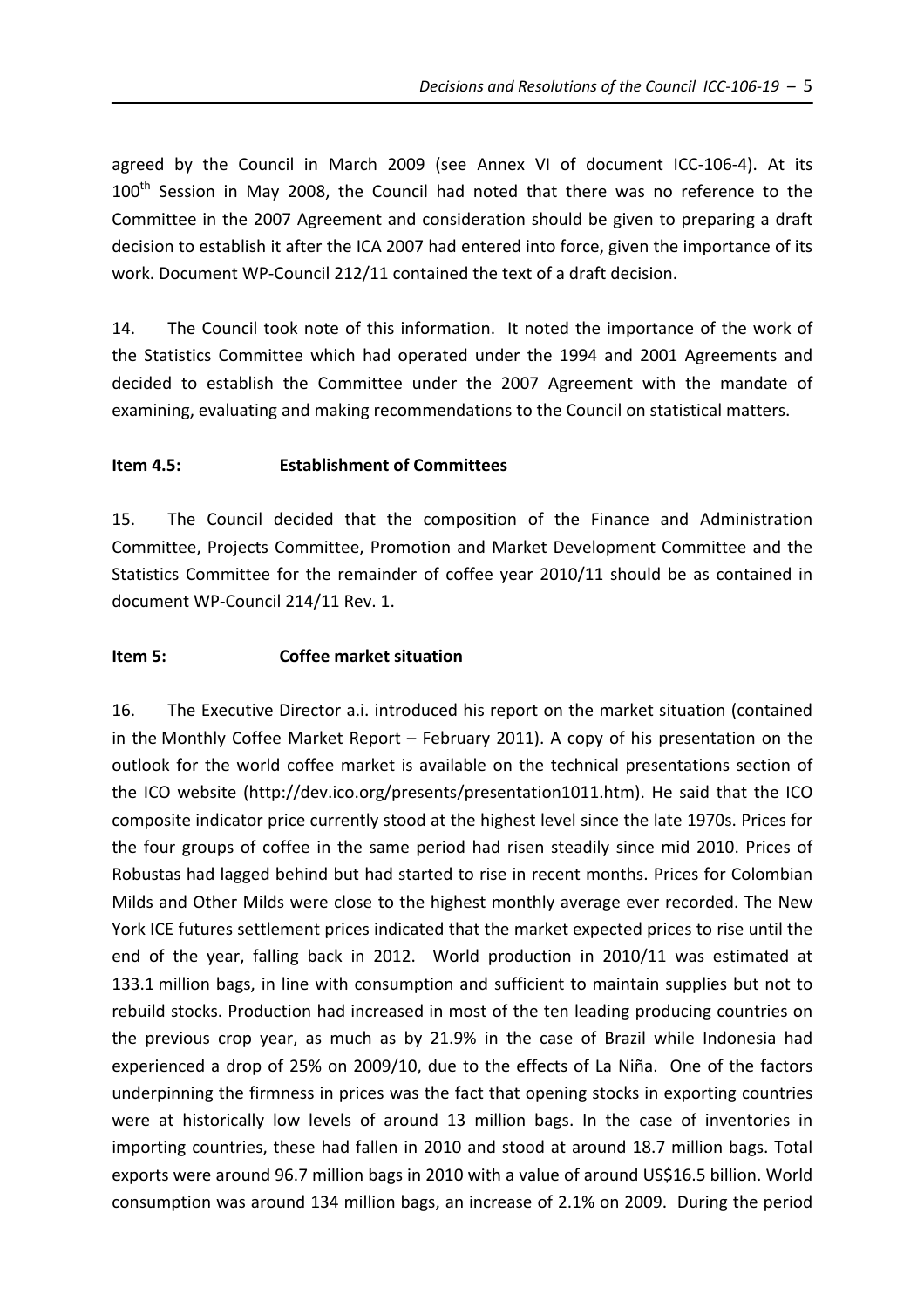agreed by the Council in March 2009 (see Annex VI of document ICC-106-4). At its 100th Session in May 2008, the Council had noted that there was no reference to the Committee in the 2007 Agreement and consideration should be given to preparing a draft decision to establish it after the ICA 2007 had entered into force, given the importance of its work. Document WP-Council 212/11 contained the text of a draft decision.

14. The Council took note of this information. It noted the importance of the work of the Statistics Committee which had operated under the 1994 and 2001 Agreements and decided to establish the Committee under the 2007 Agreement with the mandate of examining, evaluating and making recommendations to the Council on statistical matters.

**Item 4.5: Establishment of Committees**

15. The Council decided that the composition of the Finance and Administration Committee, Projects Committee, Promotion and Market Development Committee and the Statistics Committee for the remainder of coffee year 2010/11 should be as contained in document WP-Council 214/11 Rev. 1.

**Item 5: Coffee market situation**

16. The Executive Director a.i. introduced his report on the market situation (contained in the Monthly Coffee Market Report – February 2011). A copy of his presentation on the outlook for the world coffee market is available on the technical presentations section of the ICO website (http://dev.ico.org/presents/presentation1011.htm). He said that the ICO composite indicator price currently stood at the highest level since the late 1970s. Prices for the four groups of coffee in the same period had risen steadily since mid 2010. Prices of Robustas had lagged behind but had started to rise in recent months. Prices for Colombian Milds and Other Milds were close to the highest monthly average ever recorded. The New York ICE futures settlement prices indicated that the market expected prices to rise until the end of the year, falling back in 2012. World production in 2010/11 was estimated at 133.1 million bags, in line with consumption and sufficient to maintain supplies but not to rebuild stocks. Production had increased in most of the ten leading producing countries on the previous crop year, as much as by 21.9% in the case of Brazil while Indonesia had experienced a drop of 25% on 2009/10, due to the effects of La Niña. One of the factors underpinning the firmness in prices was the fact that opening stocks in exporting countries were at historically low levels of around 13 million bags. In the case of inventories in importing countries, these had fallen in 2010 and stood at around 18.7 million bags. Total exports were around 96.7 million bags in 2010 with a value of around US$16.5 billion. World consumption was around 134 million bags, an increase of 2.1% on 2009. During the period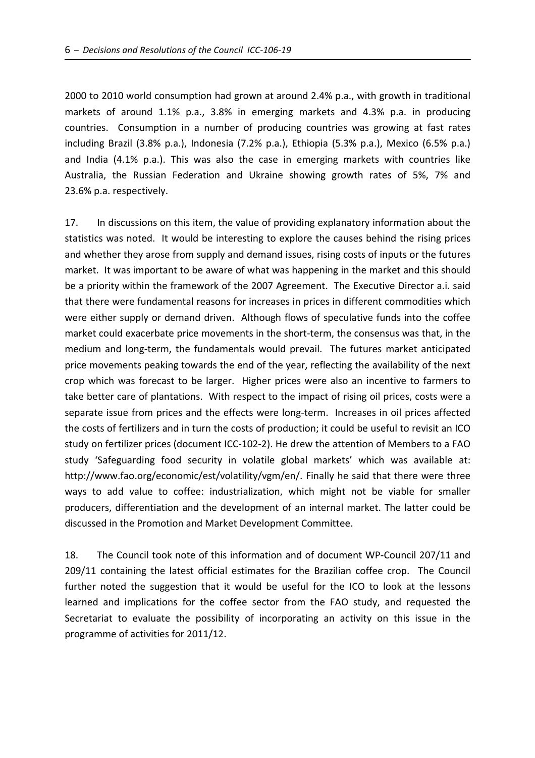2000 to 2010 world consumption had grown at around 2.4% p.a., with growth in traditional markets of around 1.1% p.a., 3.8% in emerging markets and 4.3% p.a. in producing countries. Consumption in a number of producing countries was growing at fast rates including Brazil (3.8% p.a.), Indonesia (7.2% p.a.), Ethiopia (5.3% p.a.), Mexico (6.5% p.a.) and India (4.1% p.a.). This was also the case in emerging markets with countries like Australia, the Russian Federation and Ukraine showing growth rates of 5%, 7% and 23.6% p.a. respectively.

17. In discussions on this item, the value of providing explanatory information about the statistics was noted. It would be interesting to explore the causes behind the rising prices and whether they arose from supply and demand issues, rising costs of inputs or the futures market. It was important to be aware of what was happening in the market and this should be a priority within the framework of the 2007 Agreement. The Executive Director a.i. said that there were fundamental reasons for increases in prices in different commodities which were either supply or demand driven. Although flows of speculative funds into the coffee market could exacerbate price movements in the short-term, the consensus was that, in the medium and long-term, the fundamentals would prevail. The futures market anticipated price movements peaking towards the end of the year, reflecting the availability of the next crop which was forecast to be larger. Higher prices were also an incentive to farmers to take better care of plantations. With respect to the impact of rising oil prices, costs were a separate issue from prices and the effects were long-term. Increases in oil prices affected the costs of fertilizers and in turn the costs of production; it could be useful to revisit an ICO study on fertilizer prices (document ICC-102-2). He drew the attention of Members to a FAO study 'Safeguarding food security in volatile global markets' which was available at: http://www.fao.org/economic/est/volatility/vgm/en/. Finally he said that there were three ways to add value to coffee: industrialization, which might not be viable for smaller producers, differentiation and the development of an internal market. The latter could be discussed in the Promotion and Market Development Committee.

18. The Council took note of this information and of document WP-Council 207/11 and 209/11 containing the latest official estimates for the Brazilian coffee crop. The Council further noted the suggestion that it would be useful for the ICO to look at the lessons learned and implications for the coffee sector from the FAO study, and requested the Secretariat to evaluate the possibility of incorporating an activity on this issue in the programme of activities for 2011/12.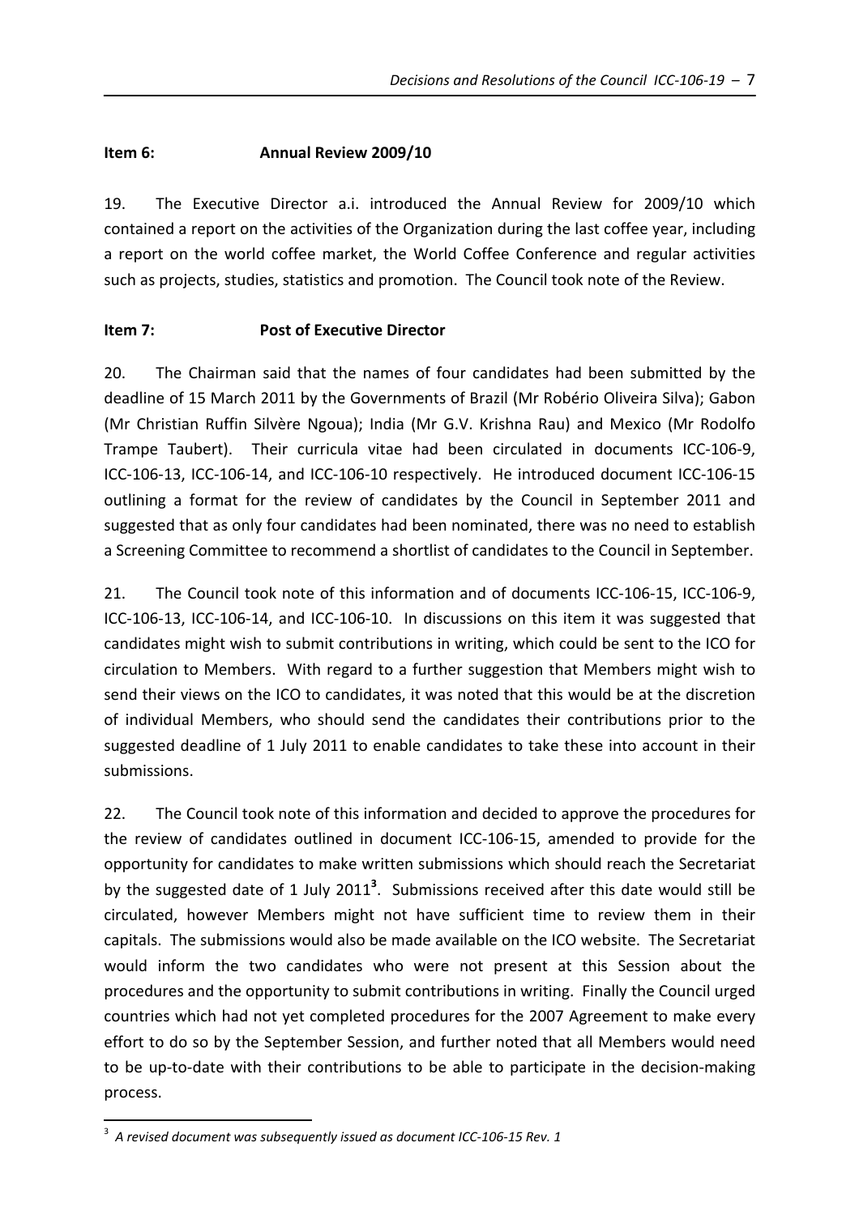**Item 6: Annual Review 2009/10**

19. The Executive Director a.i. introduced the Annual Review for 2009/10 which contained a report on the activities of the Organization during the last coffee year, including a report on the world coffee market, the World Coffee Conference and regular activities such as projects, studies, statistics and promotion. The Council took note of the Review.

**Item 7: Post of Executive Director**

20. The Chairman said that the names of four candidates had been submitted by the deadline of 15 March 2011 by the Governments of Brazil (Mr Robério Oliveira Silva); Gabon (Mr Christian Ruffin Silvère Ngoua); India (Mr G.V. Krishna Rau) and Mexico (Mr Rodolfo Trampe Taubert). Their curricula vitae had been circulated in documents ICC-106-9, ICC-106-13, ICC-106-14, and ICC-106-10 respectively. He introduced document ICC-106-15 outlining a format for the review of candidates by the Council in September 2011 and suggested that as only four candidates had been nominated, there was no need to establish a Screening Committee to recommend a shortlist of candidates to the Council in September.

21. The Council took note of this information and of documents ICC-106-15, ICC-106-9, ICC-106-13, ICC-106-14, and ICC-106-10. In discussions on this item it was suggested that candidates might wish to submit contributions in writing, which could be sent to the ICO for circulation to Members. With regard to a further suggestion that Members might wish to send their views on the ICO to candidates, it was noted that this would be at the discretion of individual Members, who should send the candidates their contributions prior to the suggested deadline of 1 July 2011 to enable candidates to take these into account in their submissions.

22. The Council took note of this information and decided to approve the procedures for the review of candidates outlined in document ICC-106-15, amended to provide for the opportunity for candidates to make written submissions which should reach the Secretariat by the suggested date of 1 July 2011[3]. Submissions received after this date would still be circulated, however Members might not have sufficient time to review them in their capitals. The submissions would also be made available on the ICO website. The Secretariat would inform the two candidates who were not present at this Session about the procedures and the opportunity to submit contributions in writing. Finally the Council urged countries which had not yet completed procedures for the 2007 Agreement to make every effort to do so by the September Session, and further noted that all Members would need to be up-to-date with their contributions to be able to participate in the decision-making process.

[3] *A revised document was subsequently issued as document ICC-106-15 Rev. 1*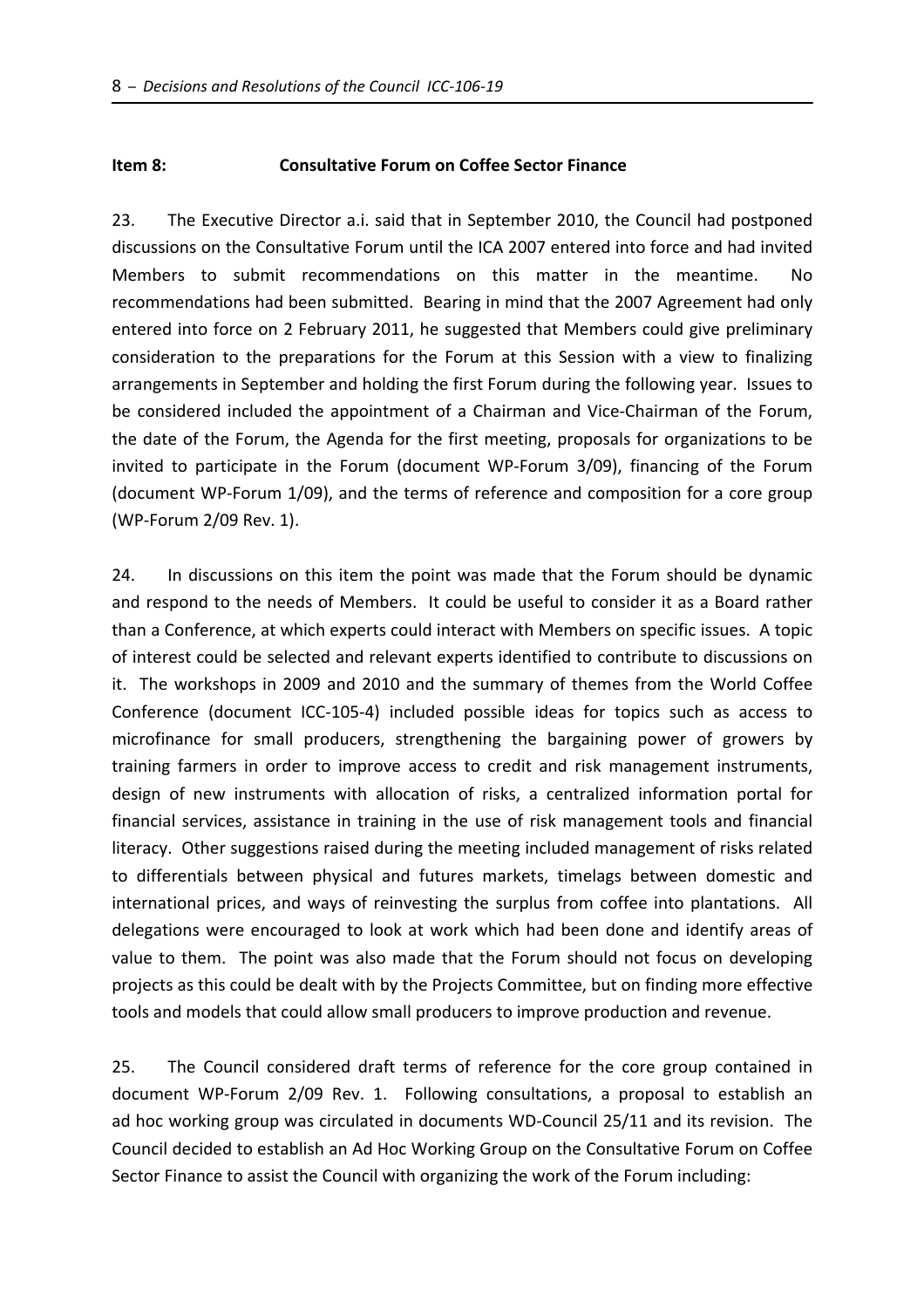**Item 8: Consultative Forum on Coffee Sector Finance**

23. The Executive Director a.i. said that in September 2010, the Council had postponed discussions on the Consultative Forum until the ICA 2007 entered into force and had invited Members to submit recommendations on this matter in the meantime. No recommendations had been submitted. Bearing in mind that the 2007 Agreement had only entered into force on 2 February 2011, he suggested that Members could give preliminary consideration to the preparations for the Forum at this Session with a view to finalizing arrangements in September and holding the first Forum during the following year. Issues to be considered included the appointment of a Chairman and Vice-Chairman of the Forum, the date of the Forum, the Agenda for the first meeting, proposals for organizations to be invited to participate in the Forum (document WP-Forum 3/09), financing of the Forum (document WP-Forum 1/09), and the terms of reference and composition for a core group (WP-Forum 2/09 Rev. 1).

24. In discussions on this item the point was made that the Forum should be dynamic and respond to the needs of Members. It could be useful to consider it as a Board rather than a Conference, at which experts could interact with Members on specific issues. A topic of interest could be selected and relevant experts identified to contribute to discussions on it. The workshops in 2009 and 2010 and the summary of themes from the World Coffee Conference (document ICC-105-4) included possible ideas for topics such as access to microfinance for small producers, strengthening the bargaining power of growers by training farmers in order to improve access to credit and risk management instruments, design of new instruments with allocation of risks, a centralized information portal for financial services, assistance in training in the use of risk management tools and financial literacy. Other suggestions raised during the meeting included management of risks related to differentials between physical and futures markets, timelags between domestic and international prices, and ways of reinvesting the surplus from coffee into plantations. All delegations were encouraged to look at work which had been done and identify areas of value to them. The point was also made that the Forum should not focus on developing projects as this could be dealt with by the Projects Committee, but on finding more effective tools and models that could allow small producers to improve production and revenue.

25. The Council considered draft terms of reference for the core group contained in document WP-Forum 2/09 Rev. 1. Following consultations, a proposal to establish an ad hoc working group was circulated in documents WD-Council 25/11 and its revision. The Council decided to establish an Ad Hoc Working Group on the Consultative Forum on Coffee Sector Finance to assist the Council with organizing the work of the Forum including: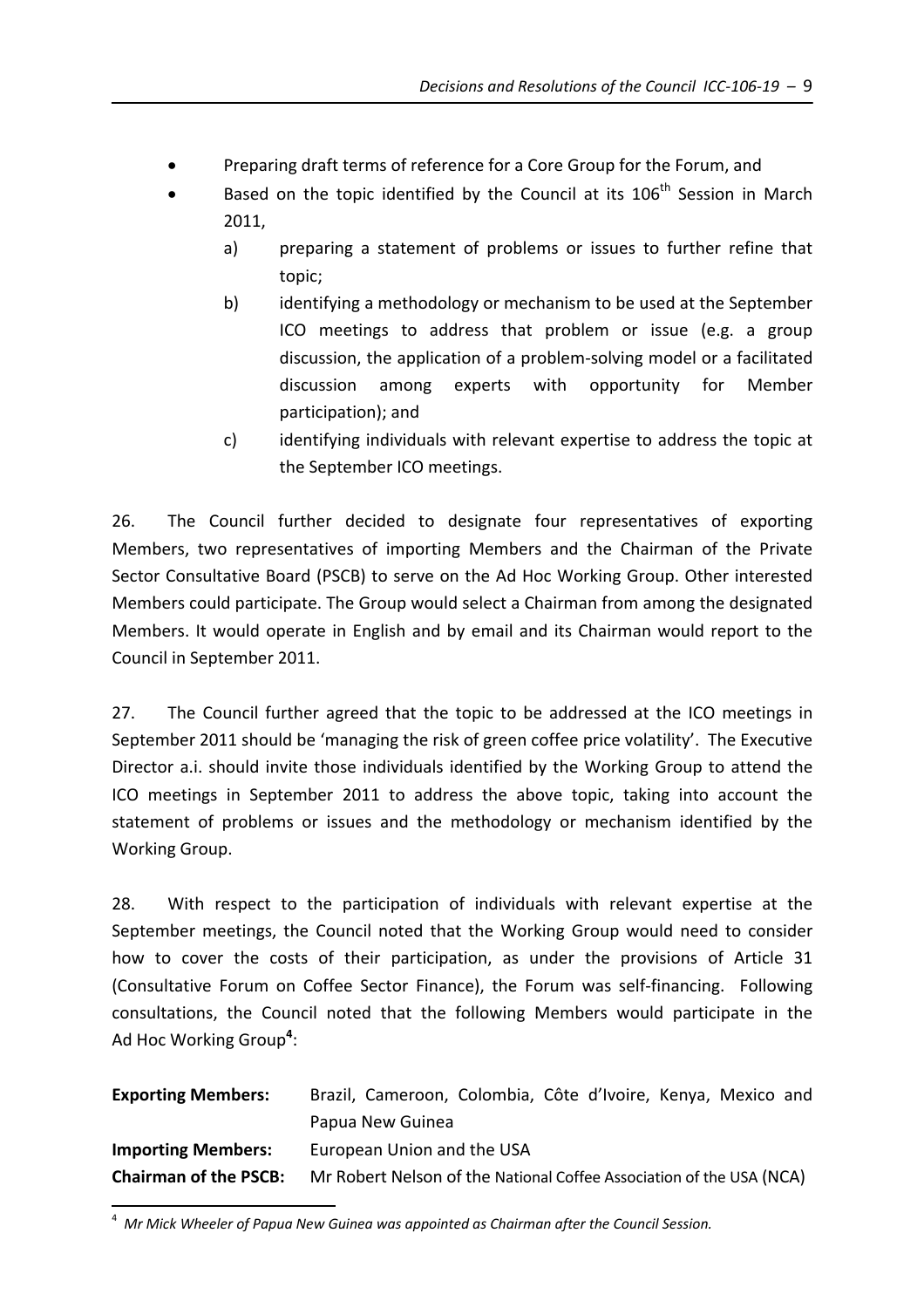- Preparing draft terms of reference for a Core Group for the Forum, and
- Based on the topic identified by the Council at its 106th Session in March 2011,
  - a) preparing a statement of problems or issues to further refine that topic;
  - b) identifying a methodology or mechanism to be used at the September ICO meetings to address that problem or issue (e.g. a group discussion, the application of a problem-solving model or a facilitated discussion among experts with opportunity for Member participation); and
  - c) identifying individuals with relevant expertise to address the topic at the September ICO meetings.

26. The Council further decided to designate four representatives of exporting Members, two representatives of importing Members and the Chairman of the Private Sector Consultative Board (PSCB) to serve on the Ad Hoc Working Group. Other interested Members could participate. The Group would select a Chairman from among the designated Members. It would operate in English and by email and its Chairman would report to the Council in September 2011.

27. The Council further agreed that the topic to be addressed at the ICO meetings in September 2011 should be 'managing the risk of green coffee price volatility'. The Executive Director a.i. should invite those individuals identified by the Working Group to attend the ICO meetings in September 2011 to address the above topic, taking into account the statement of problems or issues and the methodology or mechanism identified by the Working Group.

28. With respect to the participation of individuals with relevant expertise at the September meetings, the Council noted that the Working Group would need to consider how to cover the costs of their participation, as under the provisions of Article 31 (Consultative Forum on Coffee Sector Finance), the Forum was self-financing. Following consultations, the Council noted that the following Members would participate in the Ad Hoc Working Group[4]:

| | |
|---|---|
| **Exporting Members:** | Brazil, Cameroon, Colombia, Côte d'Ivoire, Kenya, Mexico and Papua New Guinea |
| **Importing Members:** | European Union and the USA |
| **Chairman of the PSCB:** | Mr Robert Nelson of the National Coffee Association of the USA (NCA) |

[4] *Mr Mick Wheeler of Papua New Guinea was appointed as Chairman after the Council Session.*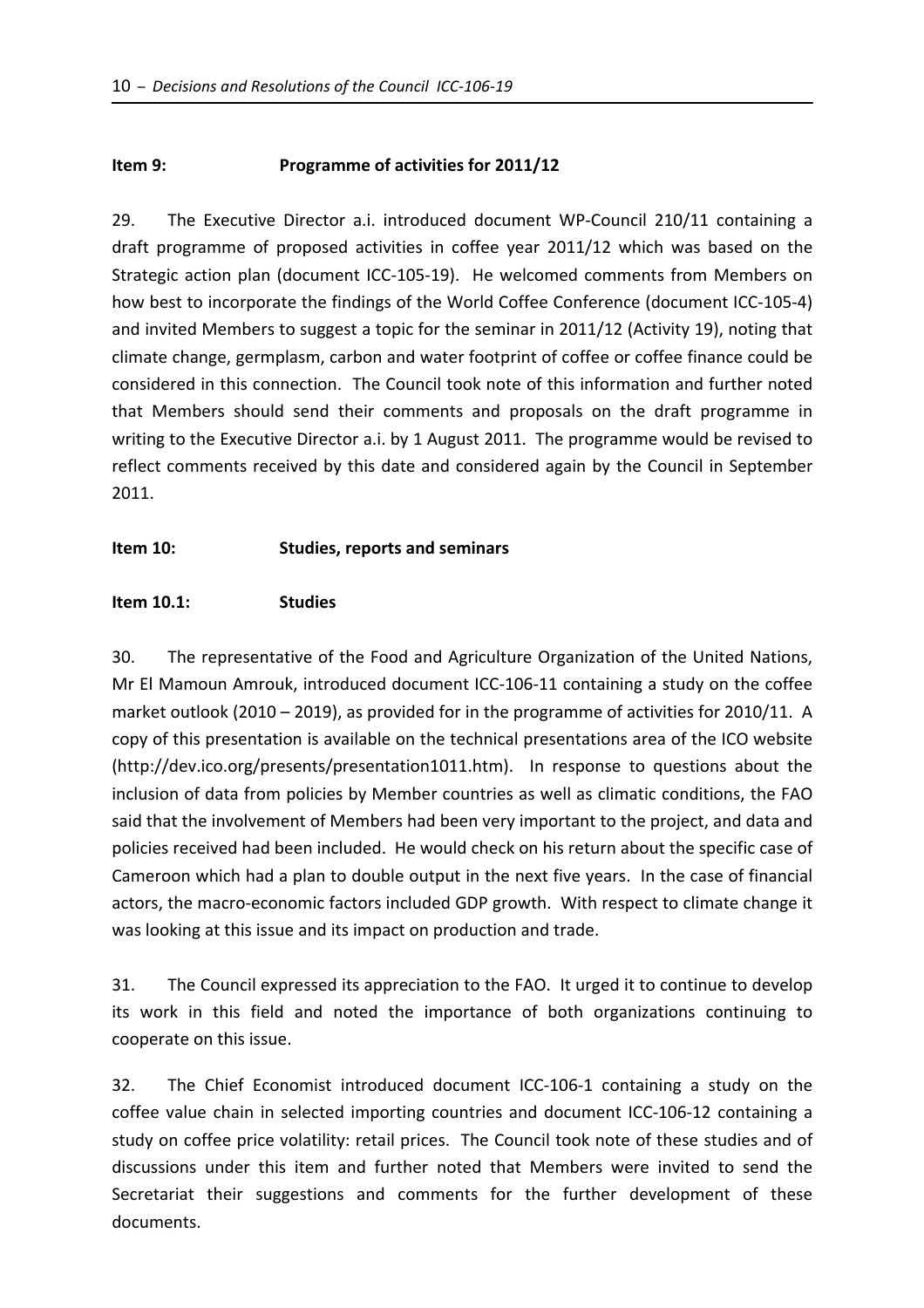**Item 9: Programme of activities for 2011/12**

29. The Executive Director a.i. introduced document WP-Council 210/11 containing a draft programme of proposed activities in coffee year 2011/12 which was based on the Strategic action plan (document ICC-105-19). He welcomed comments from Members on how best to incorporate the findings of the World Coffee Conference (document ICC-105-4) and invited Members to suggest a topic for the seminar in 2011/12 (Activity 19), noting that climate change, germplasm, carbon and water footprint of coffee or coffee finance could be considered in this connection. The Council took note of this information and further noted that Members should send their comments and proposals on the draft programme in writing to the Executive Director a.i. by 1 August 2011. The programme would be revised to reflect comments received by this date and considered again by the Council in September 2011.

**Item 10: Studies, reports and seminars**

**Item 10.1: Studies**

30. The representative of the Food and Agriculture Organization of the United Nations, Mr El Mamoun Amrouk, introduced document ICC-106-11 containing a study on the coffee market outlook (2010 – 2019), as provided for in the programme of activities for 2010/11. A copy of this presentation is available on the technical presentations area of the ICO website (http://dev.ico.org/presents/presentation1011.htm). In response to questions about the inclusion of data from policies by Member countries as well as climatic conditions, the FAO said that the involvement of Members had been very important to the project, and data and policies received had been included. He would check on his return about the specific case of Cameroon which had a plan to double output in the next five years. In the case of financial actors, the macro-economic factors included GDP growth. With respect to climate change it was looking at this issue and its impact on production and trade.

31. The Council expressed its appreciation to the FAO. It urged it to continue to develop its work in this field and noted the importance of both organizations continuing to cooperate on this issue.

32. The Chief Economist introduced document ICC-106-1 containing a study on the coffee value chain in selected importing countries and document ICC-106-12 containing a study on coffee price volatility: retail prices. The Council took note of these studies and of discussions under this item and further noted that Members were invited to send the Secretariat their suggestions and comments for the further development of these documents.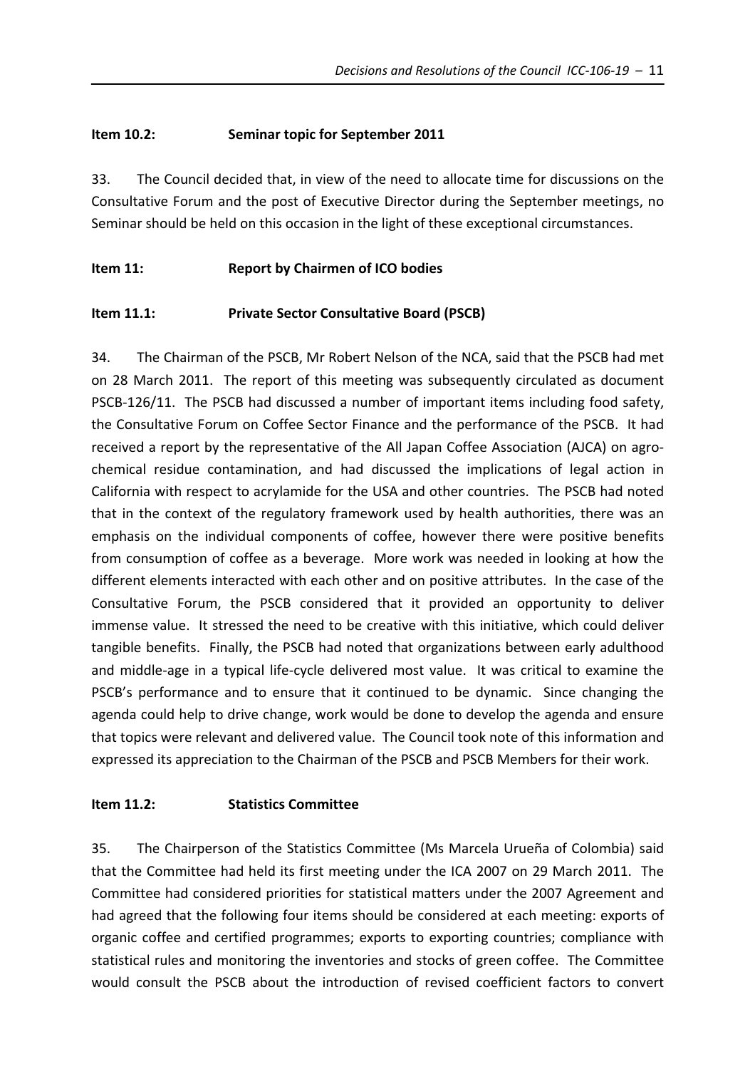**Item 10.2: Seminar topic for September 2011**

33. The Council decided that, in view of the need to allocate time for discussions on the Consultative Forum and the post of Executive Director during the September meetings, no Seminar should be held on this occasion in the light of these exceptional circumstances.

**Item 11: Report by Chairmen of ICO bodies**

**Item 11.1: Private Sector Consultative Board (PSCB)**

34. The Chairman of the PSCB, Mr Robert Nelson of the NCA, said that the PSCB had met on 28 March 2011. The report of this meeting was subsequently circulated as document PSCB-126/11. The PSCB had discussed a number of important items including food safety, the Consultative Forum on Coffee Sector Finance and the performance of the PSCB. It had received a report by the representative of the All Japan Coffee Association (AJCA) on agro-chemical residue contamination, and had discussed the implications of legal action in California with respect to acrylamide for the USA and other countries. The PSCB had noted that in the context of the regulatory framework used by health authorities, there was an emphasis on the individual components of coffee, however there were positive benefits from consumption of coffee as a beverage. More work was needed in looking at how the different elements interacted with each other and on positive attributes. In the case of the Consultative Forum, the PSCB considered that it provided an opportunity to deliver immense value. It stressed the need to be creative with this initiative, which could deliver tangible benefits. Finally, the PSCB had noted that organizations between early adulthood and middle-age in a typical life-cycle delivered most value. It was critical to examine the PSCB's performance and to ensure that it continued to be dynamic. Since changing the agenda could help to drive change, work would be done to develop the agenda and ensure that topics were relevant and delivered value. The Council took note of this information and expressed its appreciation to the Chairman of the PSCB and PSCB Members for their work.

**Item 11.2: Statistics Committee**

35. The Chairperson of the Statistics Committee (Ms Marcela Urueña of Colombia) said that the Committee had held its first meeting under the ICA 2007 on 29 March 2011. The Committee had considered priorities for statistical matters under the 2007 Agreement and had agreed that the following four items should be considered at each meeting: exports of organic coffee and certified programmes; exports to exporting countries; compliance with statistical rules and monitoring the inventories and stocks of green coffee. The Committee would consult the PSCB about the introduction of revised coefficient factors to convert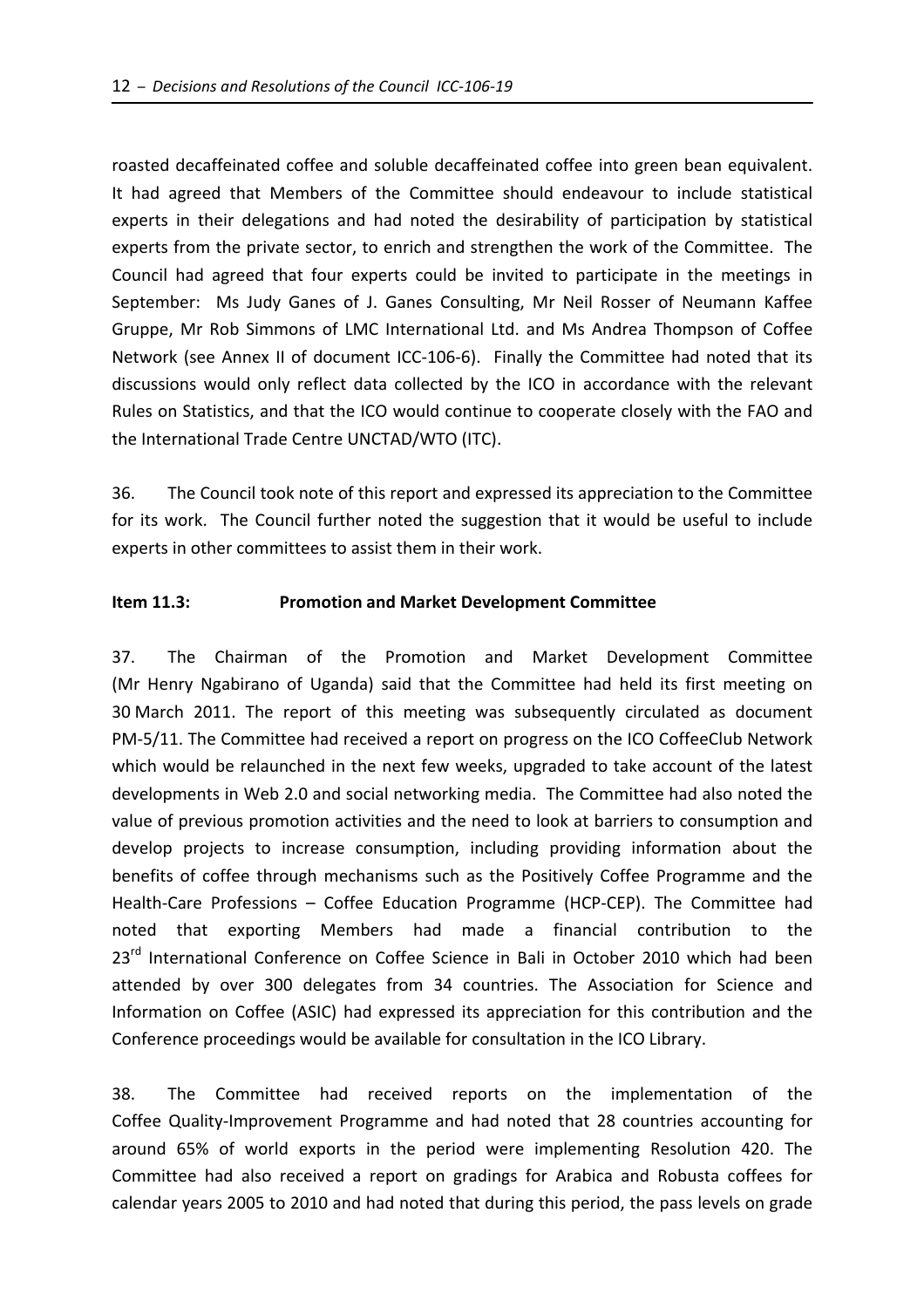roasted decaffeinated coffee and soluble decaffeinated coffee into green bean equivalent. It had agreed that Members of the Committee should endeavour to include statistical experts in their delegations and had noted the desirability of participation by statistical experts from the private sector, to enrich and strengthen the work of the Committee. The Council had agreed that four experts could be invited to participate in the meetings in September: Ms Judy Ganes of J. Ganes Consulting, Mr Neil Rosser of Neumann Kaffee Gruppe, Mr Rob Simmons of LMC International Ltd. and Ms Andrea Thompson of Coffee Network (see Annex II of document ICC-106-6). Finally the Committee had noted that its discussions would only reflect data collected by the ICO in accordance with the relevant Rules on Statistics, and that the ICO would continue to cooperate closely with the FAO and the International Trade Centre UNCTAD/WTO (ITC).

36. The Council took note of this report and expressed its appreciation to the Committee for its work. The Council further noted the suggestion that it would be useful to include experts in other committees to assist them in their work.

**Item 11.3: Promotion and Market Development Committee**

37. The Chairman of the Promotion and Market Development Committee (Mr Henry Ngabirano of Uganda) said that the Committee had held its first meeting on 30 March 2011. The report of this meeting was subsequently circulated as document PM-5/11. The Committee had received a report on progress on the ICO CoffeeClub Network which would be relaunched in the next few weeks, upgraded to take account of the latest developments in Web 2.0 and social networking media. The Committee had also noted the value of previous promotion activities and the need to look at barriers to consumption and develop projects to increase consumption, including providing information about the benefits of coffee through mechanisms such as the Positively Coffee Programme and the Health-Care Professions – Coffee Education Programme (HCP-CEP). The Committee had noted that exporting Members had made a financial contribution to the 23rd International Conference on Coffee Science in Bali in October 2010 which had been attended by over 300 delegates from 34 countries. The Association for Science and Information on Coffee (ASIC) had expressed its appreciation for this contribution and the Conference proceedings would be available for consultation in the ICO Library.

38. The Committee had received reports on the implementation of the Coffee Quality-Improvement Programme and had noted that 28 countries accounting for around 65% of world exports in the period were implementing Resolution 420. The Committee had also received a report on gradings for Arabica and Robusta coffees for calendar years 2005 to 2010 and had noted that during this period, the pass levels on grade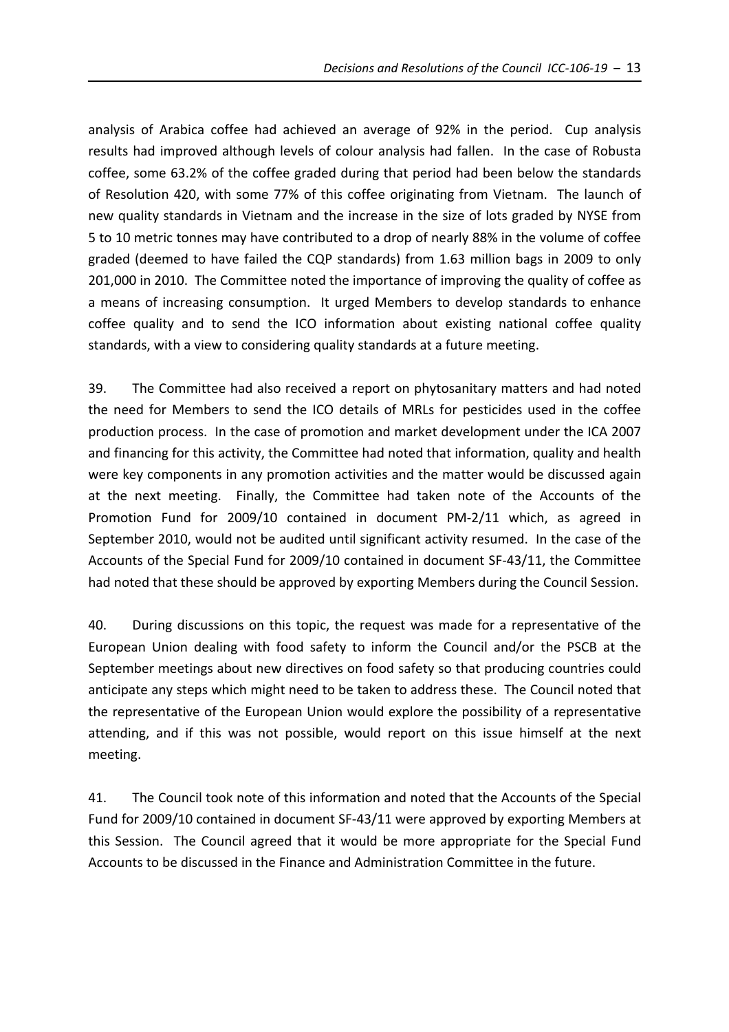analysis of Arabica coffee had achieved an average of 92% in the period. Cup analysis results had improved although levels of colour analysis had fallen. In the case of Robusta coffee, some 63.2% of the coffee graded during that period had been below the standards of Resolution 420, with some 77% of this coffee originating from Vietnam. The launch of new quality standards in Vietnam and the increase in the size of lots graded by NYSE from 5 to 10 metric tonnes may have contributed to a drop of nearly 88% in the volume of coffee graded (deemed to have failed the CQP standards) from 1.63 million bags in 2009 to only 201,000 in 2010. The Committee noted the importance of improving the quality of coffee as a means of increasing consumption. It urged Members to develop standards to enhance coffee quality and to send the ICO information about existing national coffee quality standards, with a view to considering quality standards at a future meeting.

39. The Committee had also received a report on phytosanitary matters and had noted the need for Members to send the ICO details of MRLs for pesticides used in the coffee production process. In the case of promotion and market development under the ICA 2007 and financing for this activity, the Committee had noted that information, quality and health were key components in any promotion activities and the matter would be discussed again at the next meeting. Finally, the Committee had taken note of the Accounts of the Promotion Fund for 2009/10 contained in document PM-2/11 which, as agreed in September 2010, would not be audited until significant activity resumed. In the case of the Accounts of the Special Fund for 2009/10 contained in document SF-43/11, the Committee had noted that these should be approved by exporting Members during the Council Session.

40. During discussions on this topic, the request was made for a representative of the European Union dealing with food safety to inform the Council and/or the PSCB at the September meetings about new directives on food safety so that producing countries could anticipate any steps which might need to be taken to address these. The Council noted that the representative of the European Union would explore the possibility of a representative attending, and if this was not possible, would report on this issue himself at the next meeting.

41. The Council took note of this information and noted that the Accounts of the Special Fund for 2009/10 contained in document SF-43/11 were approved by exporting Members at this Session. The Council agreed that it would be more appropriate for the Special Fund Accounts to be discussed in the Finance and Administration Committee in the future.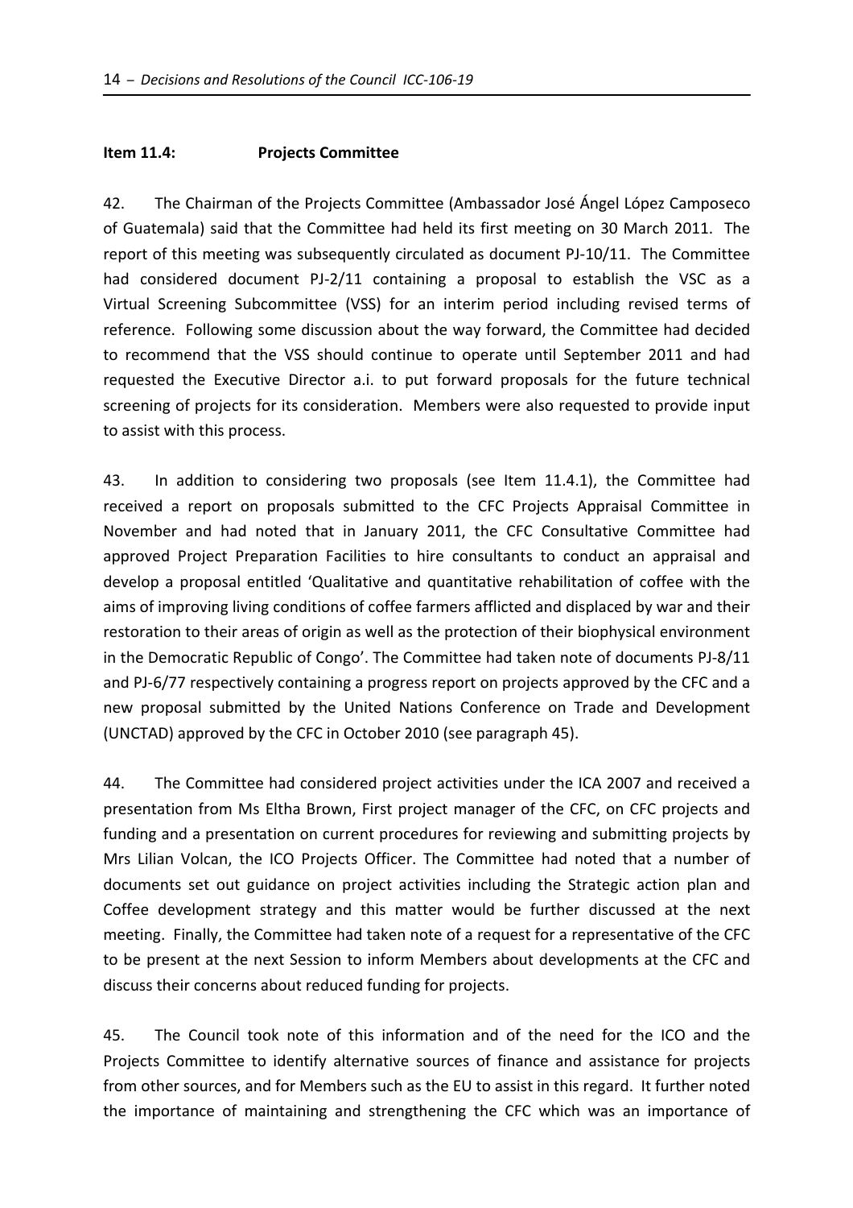### Item 11.4: Projects Committee

42. The Chairman of the Projects Committee (Ambassador José Ángel López Camposeco of Guatemala) said that the Committee had held its first meeting on 30 March 2011. The report of this meeting was subsequently circulated as document PJ-10/11. The Committee had considered document PJ-2/11 containing a proposal to establish the VSC as a Virtual Screening Subcommittee (VSS) for an interim period including revised terms of reference. Following some discussion about the way forward, the Committee had decided to recommend that the VSS should continue to operate until September 2011 and had requested the Executive Director a.i. to put forward proposals for the future technical screening of projects for its consideration. Members were also requested to provide input to assist with this process.

43. In addition to considering two proposals (see Item 11.4.1), the Committee had received a report on proposals submitted to the CFC Projects Appraisal Committee in November and had noted that in January 2011, the CFC Consultative Committee had approved Project Preparation Facilities to hire consultants to conduct an appraisal and develop a proposal entitled 'Qualitative and quantitative rehabilitation of coffee with the aims of improving living conditions of coffee farmers afflicted and displaced by war and their restoration to their areas of origin as well as the protection of their biophysical environment in the Democratic Republic of Congo'. The Committee had taken note of documents PJ-8/11 and PJ-6/77 respectively containing a progress report on projects approved by the CFC and a new proposal submitted by the United Nations Conference on Trade and Development (UNCTAD) approved by the CFC in October 2010 (see paragraph 45).

44. The Committee had considered project activities under the ICA 2007 and received a presentation from Ms Eltha Brown, First project manager of the CFC, on CFC projects and funding and a presentation on current procedures for reviewing and submitting projects by Mrs Lilian Volcan, the ICO Projects Officer. The Committee had noted that a number of documents set out guidance on project activities including the Strategic action plan and Coffee development strategy and this matter would be further discussed at the next meeting. Finally, the Committee had taken note of a request for a representative of the CFC to be present at the next Session to inform Members about developments at the CFC and discuss their concerns about reduced funding for projects.

45. The Council took note of this information and of the need for the ICO and the Projects Committee to identify alternative sources of finance and assistance for projects from other sources, and for Members such as the EU to assist in this regard. It further noted the importance of maintaining and strengthening the CFC which was an importance of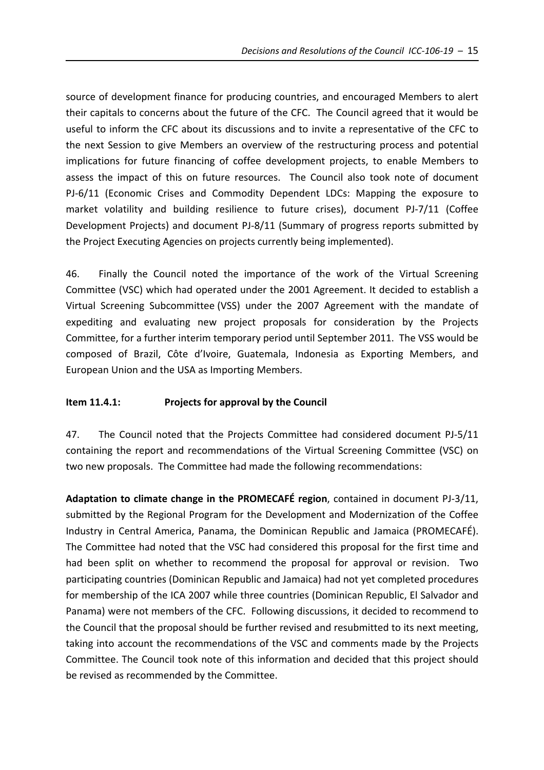source of development finance for producing countries, and encouraged Members to alert their capitals to concerns about the future of the CFC. The Council agreed that it would be useful to inform the CFC about its discussions and to invite a representative of the CFC to the next Session to give Members an overview of the restructuring process and potential implications for future financing of coffee development projects, to enable Members to assess the impact of this on future resources. The Council also took note of document PJ-6/11 (Economic Crises and Commodity Dependent LDCs: Mapping the exposure to market volatility and building resilience to future crises), document PJ-7/11 (Coffee Development Projects) and document PJ-8/11 (Summary of progress reports submitted by the Project Executing Agencies on projects currently being implemented).

46. Finally the Council noted the importance of the work of the Virtual Screening Committee (VSC) which had operated under the 2001 Agreement. It decided to establish a Virtual Screening Subcommittee (VSS) under the 2007 Agreement with the mandate of expediting and evaluating new project proposals for consideration by the Projects Committee, for a further interim temporary period until September 2011. The VSS would be composed of Brazil, Côte d'Ivoire, Guatemala, Indonesia as Exporting Members, and European Union and the USA as Importing Members.

**Item 11.4.1: Projects for approval by the Council**

47. The Council noted that the Projects Committee had considered document PJ-5/11 containing the report and recommendations of the Virtual Screening Committee (VSC) on two new proposals. The Committee had made the following recommendations:

**Adaptation to climate change in the PROMECAFÉ region**, contained in document PJ-3/11, submitted by the Regional Program for the Development and Modernization of the Coffee Industry in Central America, Panama, the Dominican Republic and Jamaica (PROMECAFÉ). The Committee had noted that the VSC had considered this proposal for the first time and had been split on whether to recommend the proposal for approval or revision. Two participating countries (Dominican Republic and Jamaica) had not yet completed procedures for membership of the ICA 2007 while three countries (Dominican Republic, El Salvador and Panama) were not members of the CFC. Following discussions, it decided to recommend to the Council that the proposal should be further revised and resubmitted to its next meeting, taking into account the recommendations of the VSC and comments made by the Projects Committee. The Council took note of this information and decided that this project should be revised as recommended by the Committee.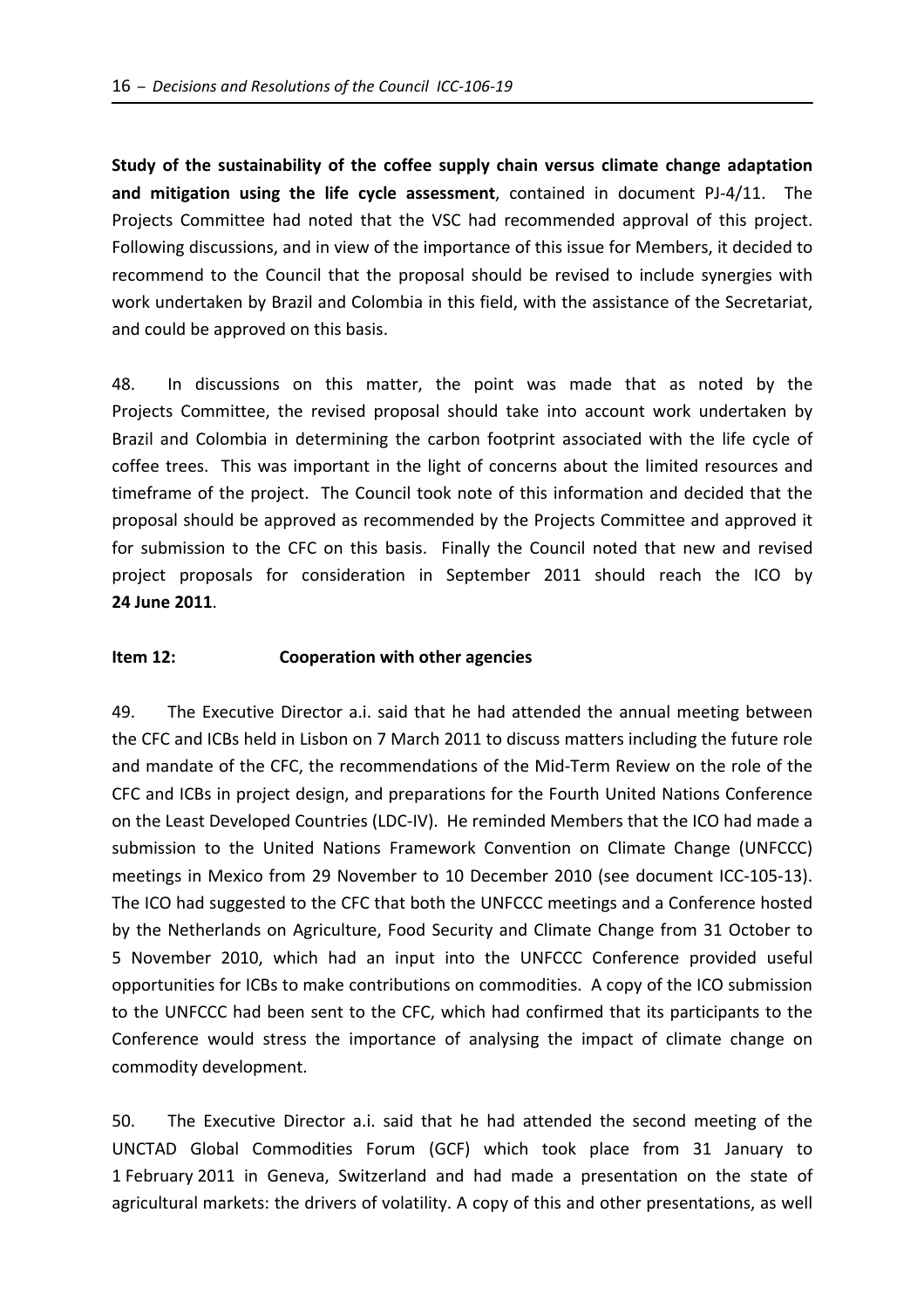**Study of the sustainability of the coffee supply chain versus climate change adaptation and mitigation using the life cycle assessment**, contained in document PJ-4/11. The Projects Committee had noted that the VSC had recommended approval of this project. Following discussions, and in view of the importance of this issue for Members, it decided to recommend to the Council that the proposal should be revised to include synergies with work undertaken by Brazil and Colombia in this field, with the assistance of the Secretariat, and could be approved on this basis.

48. In discussions on this matter, the point was made that as noted by the Projects Committee, the revised proposal should take into account work undertaken by Brazil and Colombia in determining the carbon footprint associated with the life cycle of coffee trees. This was important in the light of concerns about the limited resources and timeframe of the project. The Council took note of this information and decided that the proposal should be approved as recommended by the Projects Committee and approved it for submission to the CFC on this basis. Finally the Council noted that new and revised project proposals for consideration in September 2011 should reach the ICO by **24 June 2011**.

**Item 12: Cooperation with other agencies**

49. The Executive Director a.i. said that he had attended the annual meeting between the CFC and ICBs held in Lisbon on 7 March 2011 to discuss matters including the future role and mandate of the CFC, the recommendations of the Mid-Term Review on the role of the CFC and ICBs in project design, and preparations for the Fourth United Nations Conference on the Least Developed Countries (LDC-IV). He reminded Members that the ICO had made a submission to the United Nations Framework Convention on Climate Change (UNFCCC) meetings in Mexico from 29 November to 10 December 2010 (see document ICC-105-13). The ICO had suggested to the CFC that both the UNFCCC meetings and a Conference hosted by the Netherlands on Agriculture, Food Security and Climate Change from 31 October to 5 November 2010, which had an input into the UNFCCC Conference provided useful opportunities for ICBs to make contributions on commodities. A copy of the ICO submission to the UNFCCC had been sent to the CFC, which had confirmed that its participants to the Conference would stress the importance of analysing the impact of climate change on commodity development.

50. The Executive Director a.i. said that he had attended the second meeting of the UNCTAD Global Commodities Forum (GCF) which took place from 31 January to 1 February 2011 in Geneva, Switzerland and had made a presentation on the state of agricultural markets: the drivers of volatility. A copy of this and other presentations, as well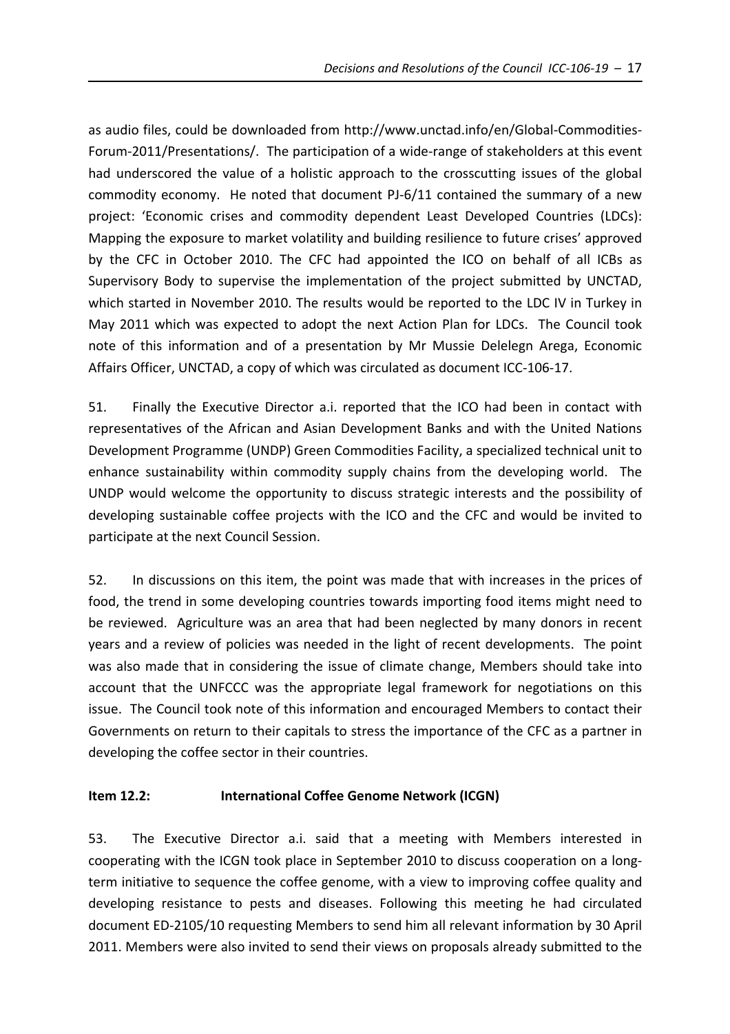as audio files, could be downloaded from http://www.unctad.info/en/Global-Commodities-Forum-2011/Presentations/. The participation of a wide-range of stakeholders at this event had underscored the value of a holistic approach to the crosscutting issues of the global commodity economy. He noted that document PJ-6/11 contained the summary of a new project: 'Economic crises and commodity dependent Least Developed Countries (LDCs): Mapping the exposure to market volatility and building resilience to future crises' approved by the CFC in October 2010. The CFC had appointed the ICO on behalf of all ICBs as Supervisory Body to supervise the implementation of the project submitted by UNCTAD, which started in November 2010. The results would be reported to the LDC IV in Turkey in May 2011 which was expected to adopt the next Action Plan for LDCs. The Council took note of this information and of a presentation by Mr Mussie Delelegn Arega, Economic Affairs Officer, UNCTAD, a copy of which was circulated as document ICC-106-17.

51. Finally the Executive Director a.i. reported that the ICO had been in contact with representatives of the African and Asian Development Banks and with the United Nations Development Programme (UNDP) Green Commodities Facility, a specialized technical unit to enhance sustainability within commodity supply chains from the developing world. The UNDP would welcome the opportunity to discuss strategic interests and the possibility of developing sustainable coffee projects with the ICO and the CFC and would be invited to participate at the next Council Session.

52. In discussions on this item, the point was made that with increases in the prices of food, the trend in some developing countries towards importing food items might need to be reviewed. Agriculture was an area that had been neglected by many donors in recent years and a review of policies was needed in the light of recent developments. The point was also made that in considering the issue of climate change, Members should take into account that the UNFCCC was the appropriate legal framework for negotiations on this issue. The Council took note of this information and encouraged Members to contact their Governments on return to their capitals to stress the importance of the CFC as a partner in developing the coffee sector in their countries.

**Item 12.2: International Coffee Genome Network (ICGN)**

53. The Executive Director a.i. said that a meeting with Members interested in cooperating with the ICGN took place in September 2010 to discuss cooperation on a long-term initiative to sequence the coffee genome, with a view to improving coffee quality and developing resistance to pests and diseases. Following this meeting he had circulated document ED-2105/10 requesting Members to send him all relevant information by 30 April 2011. Members were also invited to send their views on proposals already submitted to the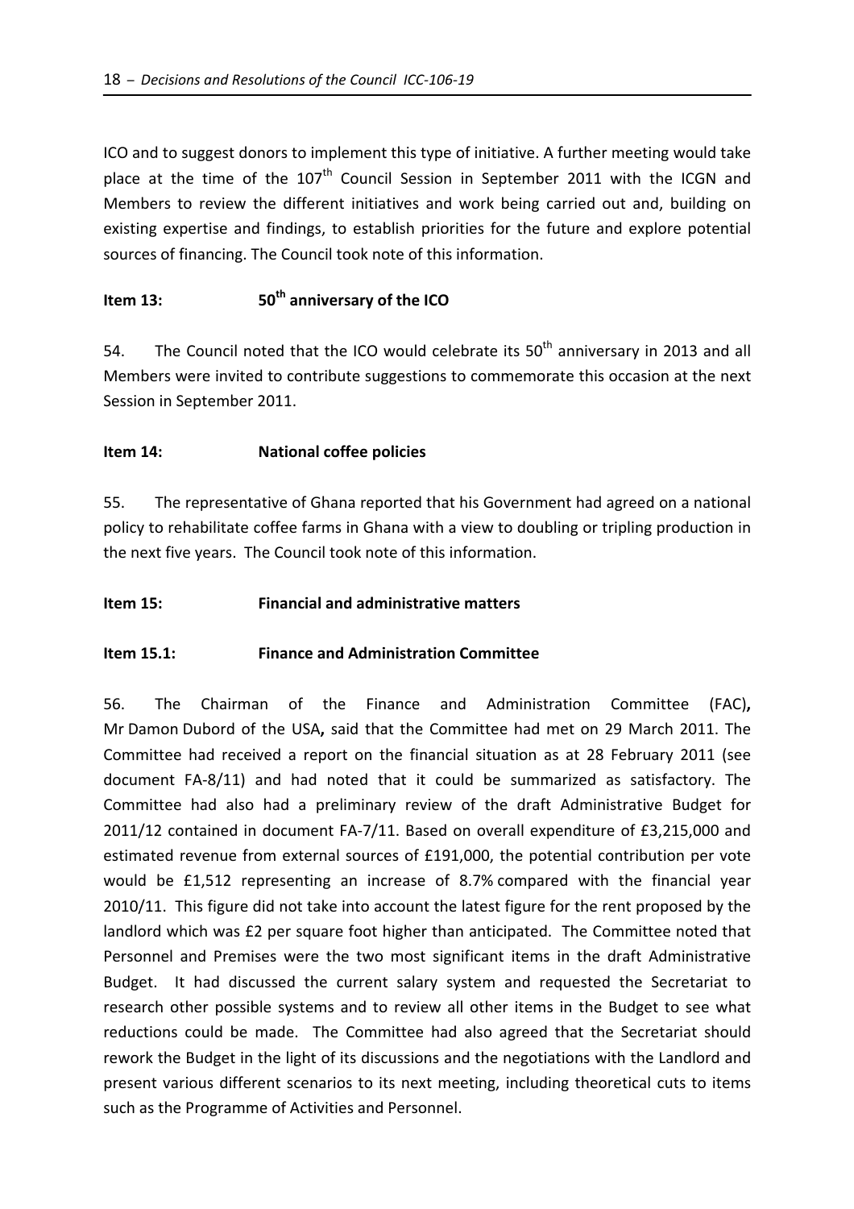ICO and to suggest donors to implement this type of initiative. A further meeting would take place at the time of the 107th Council Session in September 2011 with the ICGN and Members to review the different initiatives and work being carried out and, building on existing expertise and findings, to establish priorities for the future and explore potential sources of financing. The Council took note of this information.

**Item 13: 50th anniversary of the ICO**

54. The Council noted that the ICO would celebrate its 50th anniversary in 2013 and all Members were invited to contribute suggestions to commemorate this occasion at the next Session in September 2011.

**Item 14: National coffee policies**

55. The representative of Ghana reported that his Government had agreed on a national policy to rehabilitate coffee farms in Ghana with a view to doubling or tripling production in the next five years. The Council took note of this information.

**Item 15: Financial and administrative matters**

**Item 15.1: Finance and Administration Committee**

56. The Chairman of the Finance and Administration Committee (FAC), Mr Damon Dubord of the USA, said that the Committee had met on 29 March 2011. The Committee had received a report on the financial situation as at 28 February 2011 (see document FA-8/11) and had noted that it could be summarized as satisfactory. The Committee had also had a preliminary review of the draft Administrative Budget for 2011/12 contained in document FA-7/11. Based on overall expenditure of £3,215,000 and estimated revenue from external sources of £191,000, the potential contribution per vote would be £1,512 representing an increase of 8.7% compared with the financial year 2010/11. This figure did not take into account the latest figure for the rent proposed by the landlord which was £2 per square foot higher than anticipated. The Committee noted that Personnel and Premises were the two most significant items in the draft Administrative Budget. It had discussed the current salary system and requested the Secretariat to research other possible systems and to review all other items in the Budget to see what reductions could be made. The Committee had also agreed that the Secretariat should rework the Budget in the light of its discussions and the negotiations with the Landlord and present various different scenarios to its next meeting, including theoretical cuts to items such as the Programme of Activities and Personnel.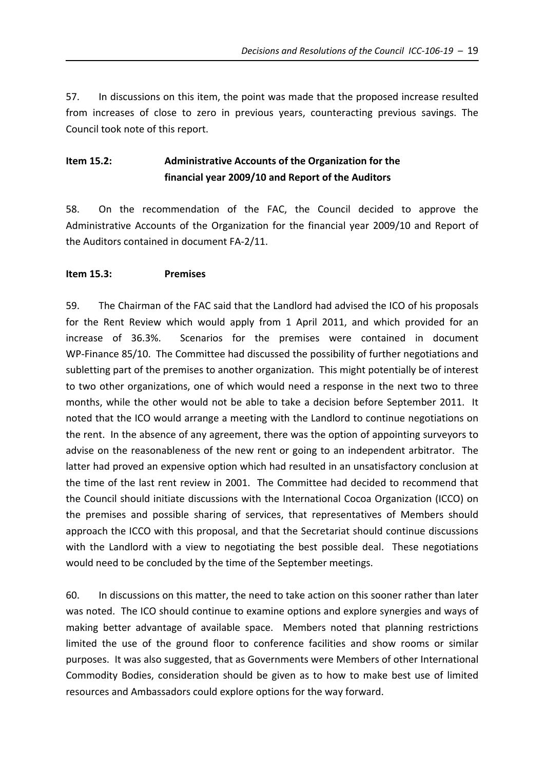57. In discussions on this item, the point was made that the proposed increase resulted from increases of close to zero in previous years, counteracting previous savings. The Council took note of this report.

### Item 15.2: Administrative Accounts of the Organization for the financial year 2009/10 and Report of the Auditors

58. On the recommendation of the FAC, the Council decided to approve the Administrative Accounts of the Organization for the financial year 2009/10 and Report of the Auditors contained in document FA-2/11.

### Item 15.3: Premises

59. The Chairman of the FAC said that the Landlord had advised the ICO of his proposals for the Rent Review which would apply from 1 April 2011, and which provided for an increase of 36.3%. Scenarios for the premises were contained in document WP-Finance 85/10. The Committee had discussed the possibility of further negotiations and subletting part of the premises to another organization. This might potentially be of interest to two other organizations, one of which would need a response in the next two to three months, while the other would not be able to take a decision before September 2011. It noted that the ICO would arrange a meeting with the Landlord to continue negotiations on the rent. In the absence of any agreement, there was the option of appointing surveyors to advise on the reasonableness of the new rent or going to an independent arbitrator. The latter had proved an expensive option which had resulted in an unsatisfactory conclusion at the time of the last rent review in 2001. The Committee had decided to recommend that the Council should initiate discussions with the International Cocoa Organization (ICCO) on the premises and possible sharing of services, that representatives of Members should approach the ICCO with this proposal, and that the Secretariat should continue discussions with the Landlord with a view to negotiating the best possible deal. These negotiations would need to be concluded by the time of the September meetings.

60. In discussions on this matter, the need to take action on this sooner rather than later was noted. The ICO should continue to examine options and explore synergies and ways of making better advantage of available space. Members noted that planning restrictions limited the use of the ground floor to conference facilities and show rooms or similar purposes. It was also suggested, that as Governments were Members of other International Commodity Bodies, consideration should be given as to how to make best use of limited resources and Ambassadors could explore options for the way forward.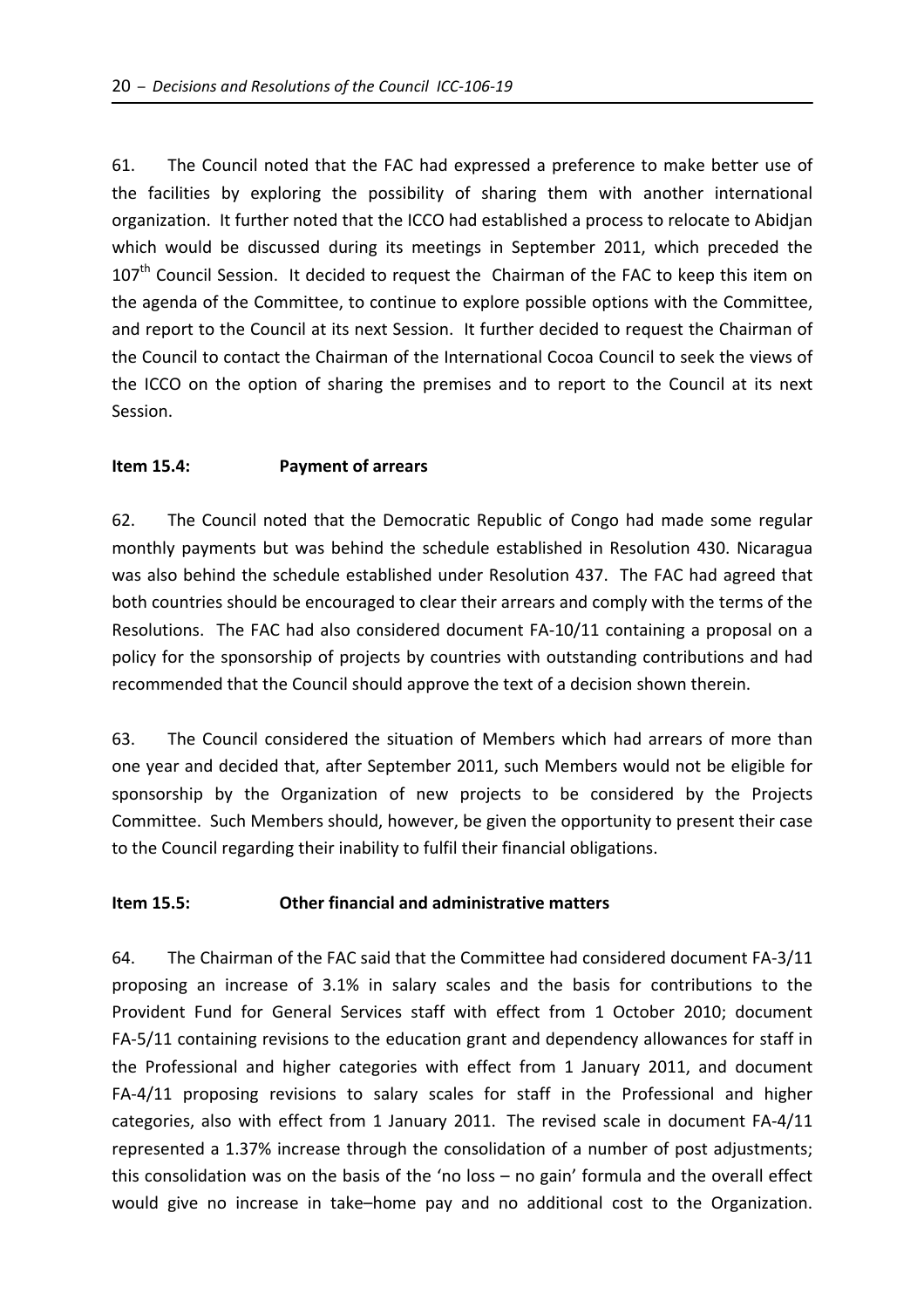61. The Council noted that the FAC had expressed a preference to make better use of the facilities by exploring the possibility of sharing them with another international organization. It further noted that the ICCO had established a process to relocate to Abidjan which would be discussed during its meetings in September 2011, which preceded the 107th Council Session. It decided to request the Chairman of the FAC to keep this item on the agenda of the Committee, to continue to explore possible options with the Committee, and report to the Council at its next Session. It further decided to request the Chairman of the Council to contact the Chairman of the International Cocoa Council to seek the views of the ICCO on the option of sharing the premises and to report to the Council at its next Session.

**Item 15.4: Payment of arrears**

62. The Council noted that the Democratic Republic of Congo had made some regular monthly payments but was behind the schedule established in Resolution 430. Nicaragua was also behind the schedule established under Resolution 437. The FAC had agreed that both countries should be encouraged to clear their arrears and comply with the terms of the Resolutions. The FAC had also considered document FA-10/11 containing a proposal on a policy for the sponsorship of projects by countries with outstanding contributions and had recommended that the Council should approve the text of a decision shown therein.

63. The Council considered the situation of Members which had arrears of more than one year and decided that, after September 2011, such Members would not be eligible for sponsorship by the Organization of new projects to be considered by the Projects Committee. Such Members should, however, be given the opportunity to present their case to the Council regarding their inability to fulfil their financial obligations.

**Item 15.5: Other financial and administrative matters**

64. The Chairman of the FAC said that the Committee had considered document FA-3/11 proposing an increase of 3.1% in salary scales and the basis for contributions to the Provident Fund for General Services staff with effect from 1 October 2010; document FA-5/11 containing revisions to the education grant and dependency allowances for staff in the Professional and higher categories with effect from 1 January 2011, and document FA-4/11 proposing revisions to salary scales for staff in the Professional and higher categories, also with effect from 1 January 2011. The revised scale in document FA-4/11 represented a 1.37% increase through the consolidation of a number of post adjustments; this consolidation was on the basis of the 'no loss – no gain' formula and the overall effect would give no increase in take–home pay and no additional cost to the Organization.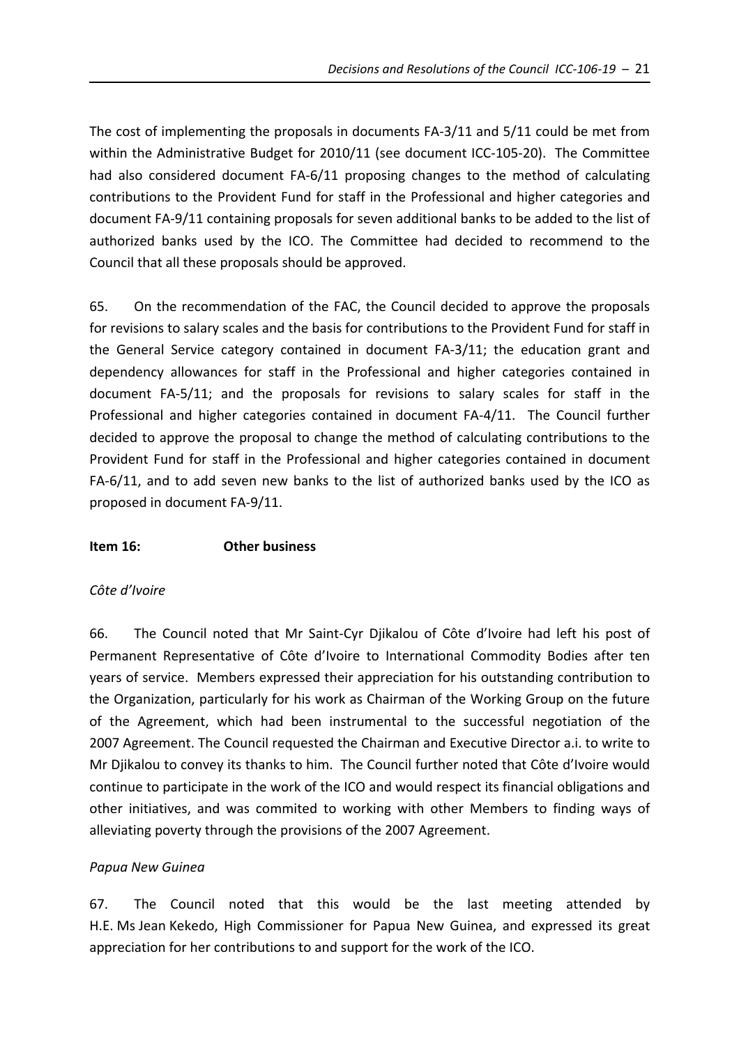The cost of implementing the proposals in documents FA-3/11 and 5/11 could be met from within the Administrative Budget for 2010/11 (see document ICC-105-20). The Committee had also considered document FA-6/11 proposing changes to the method of calculating contributions to the Provident Fund for staff in the Professional and higher categories and document FA-9/11 containing proposals for seven additional banks to be added to the list of authorized banks used by the ICO. The Committee had decided to recommend to the Council that all these proposals should be approved.

65. On the recommendation of the FAC, the Council decided to approve the proposals for revisions to salary scales and the basis for contributions to the Provident Fund for staff in the General Service category contained in document FA-3/11; the education grant and dependency allowances for staff in the Professional and higher categories contained in document FA-5/11; and the proposals for revisions to salary scales for staff in the Professional and higher categories contained in document FA-4/11. The Council further decided to approve the proposal to change the method of calculating contributions to the Provident Fund for staff in the Professional and higher categories contained in document FA-6/11, and to add seven new banks to the list of authorized banks used by the ICO as proposed in document FA-9/11.

**Item 16: Other business**

*Côte d'Ivoire*

66. The Council noted that Mr Saint-Cyr Djikalou of Côte d'Ivoire had left his post of Permanent Representative of Côte d'Ivoire to International Commodity Bodies after ten years of service. Members expressed their appreciation for his outstanding contribution to the Organization, particularly for his work as Chairman of the Working Group on the future of the Agreement, which had been instrumental to the successful negotiation of the 2007 Agreement. The Council requested the Chairman and Executive Director a.i. to write to Mr Djikalou to convey its thanks to him. The Council further noted that Côte d'Ivoire would continue to participate in the work of the ICO and would respect its financial obligations and other initiatives, and was commited to working with other Members to finding ways of alleviating poverty through the provisions of the 2007 Agreement.

*Papua New Guinea*

67. The Council noted that this would be the last meeting attended by H.E. Ms Jean Kekedo, High Commissioner for Papua New Guinea, and expressed its great appreciation for her contributions to and support for the work of the ICO.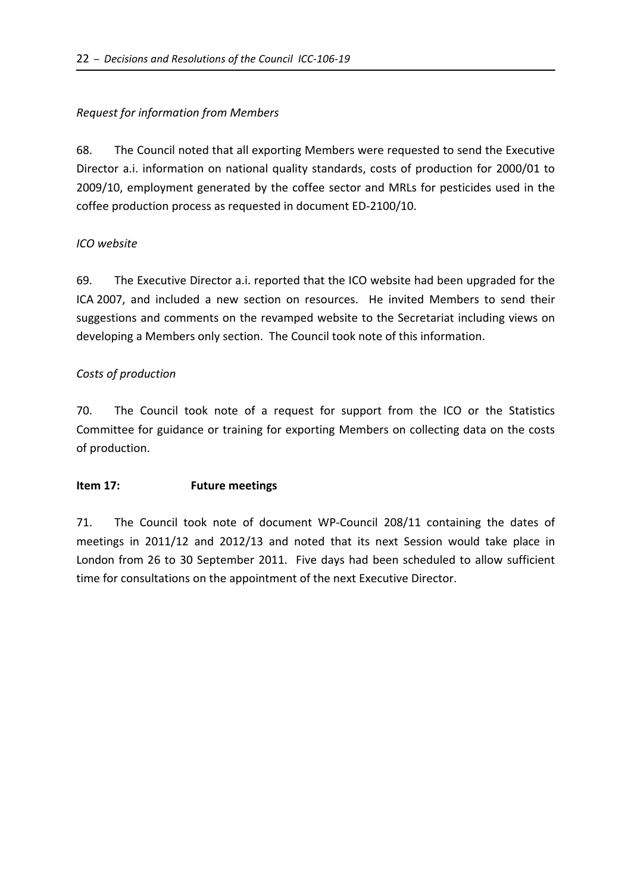*Request for information from Members*

68. The Council noted that all exporting Members were requested to send the Executive Director a.i. information on national quality standards, costs of production for 2000/01 to 2009/10, employment generated by the coffee sector and MRLs for pesticides used in the coffee production process as requested in document ED-2100/10.

*ICO website*

69. The Executive Director a.i. reported that the ICO website had been upgraded for the ICA 2007, and included a new section on resources. He invited Members to send their suggestions and comments on the revamped website to the Secretariat including views on developing a Members only section. The Council took note of this information.

*Costs of production*

70. The Council took note of a request for support from the ICO or the Statistics Committee for guidance or training for exporting Members on collecting data on the costs of production.

**Item 17: Future meetings**

71. The Council took note of document WP-Council 208/11 containing the dates of meetings in 2011/12 and 2012/13 and noted that its next Session would take place in London from 26 to 30 September 2011. Five days had been scheduled to allow sufficient time for consultations on the appointment of the next Executive Director.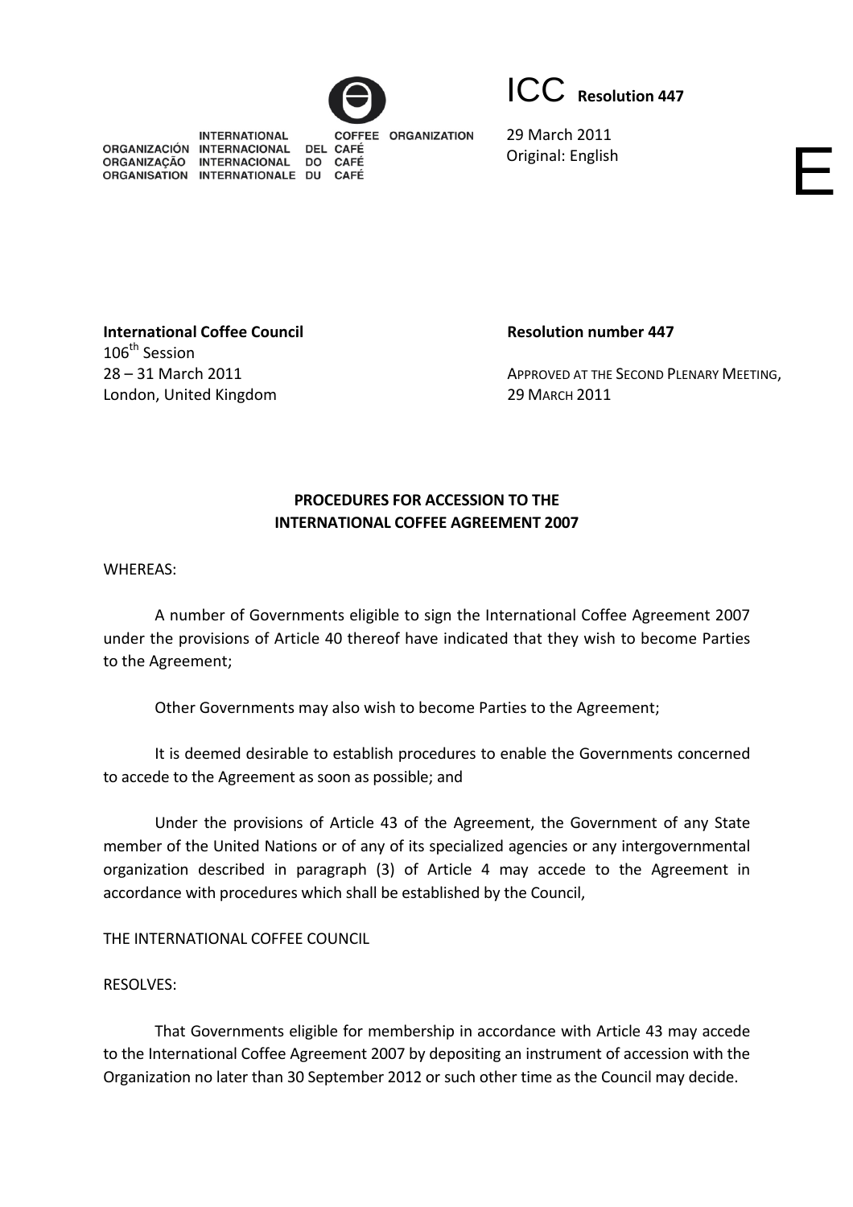INTERNATIONAL COFFEE ORGANIZATION
ORGANIZACIÓN INTERNACIONAL DEL CAFÉ
ORGANIZAÇÃO INTERNACIONAL DO CAFÉ
ORGANISATION INTERNATIONALE DU CAFÉ

# ICC Resolution 447

29 March 2011
Original: English

E

**International Coffee Council**
106th Session
28 – 31 March 2011
London, United Kingdom

**Resolution number 447**

APPROVED AT THE SECOND PLENARY MEETING,
29 MARCH 2011

## PROCEDURES FOR ACCESSION TO THE INTERNATIONAL COFFEE AGREEMENT 2007

WHEREAS:

A number of Governments eligible to sign the International Coffee Agreement 2007 under the provisions of Article 40 thereof have indicated that they wish to become Parties to the Agreement;

Other Governments may also wish to become Parties to the Agreement;

It is deemed desirable to establish procedures to enable the Governments concerned to accede to the Agreement as soon as possible; and

Under the provisions of Article 43 of the Agreement, the Government of any State member of the United Nations or of any of its specialized agencies or any intergovernmental organization described in paragraph (3) of Article 4 may accede to the Agreement in accordance with procedures which shall be established by the Council,

THE INTERNATIONAL COFFEE COUNCIL

RESOLVES:

That Governments eligible for membership in accordance with Article 43 may accede to the International Coffee Agreement 2007 by depositing an instrument of accession with the Organization no later than 30 September 2012 or such other time as the Council may decide.